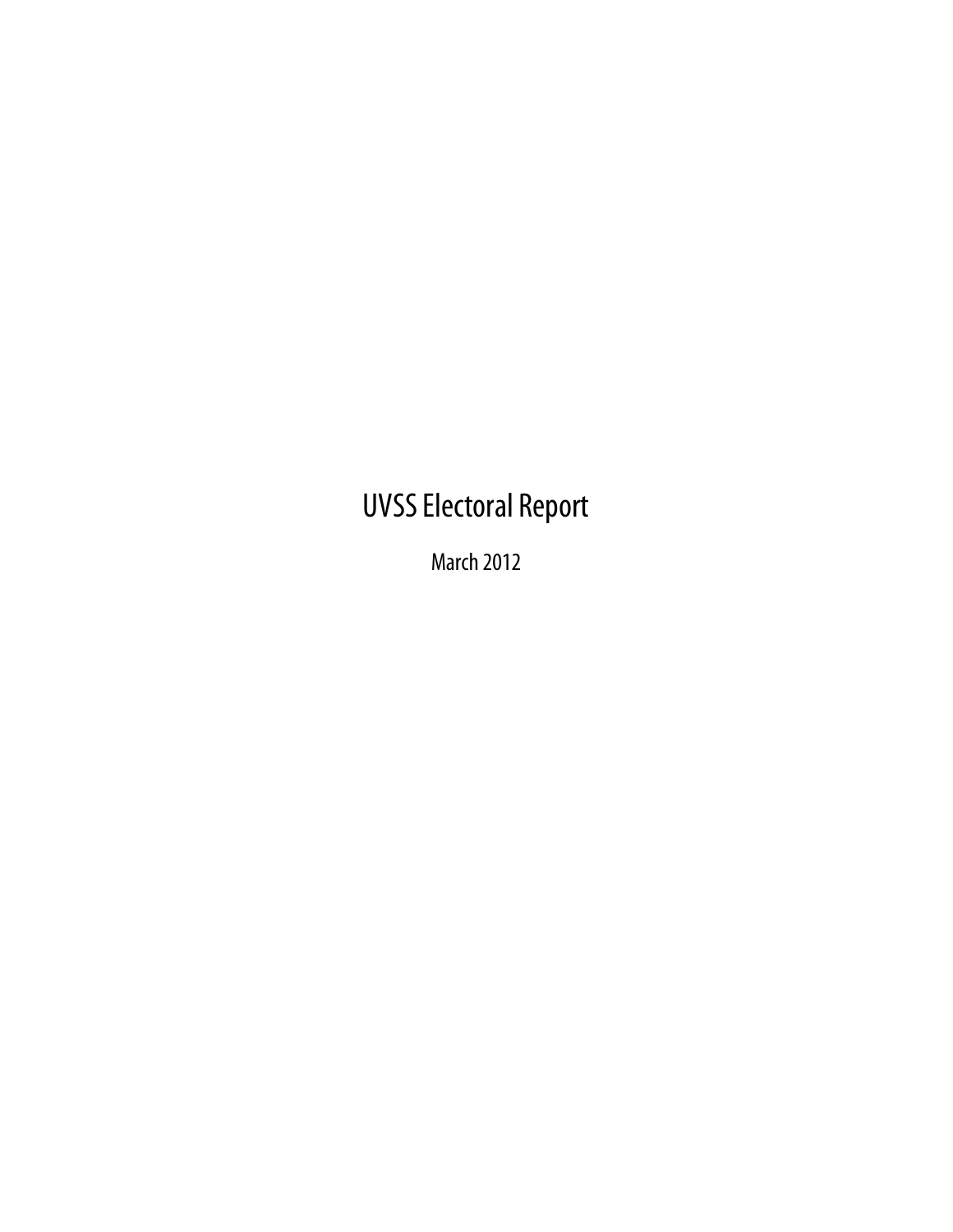# UVSS Electoral Report

March 2012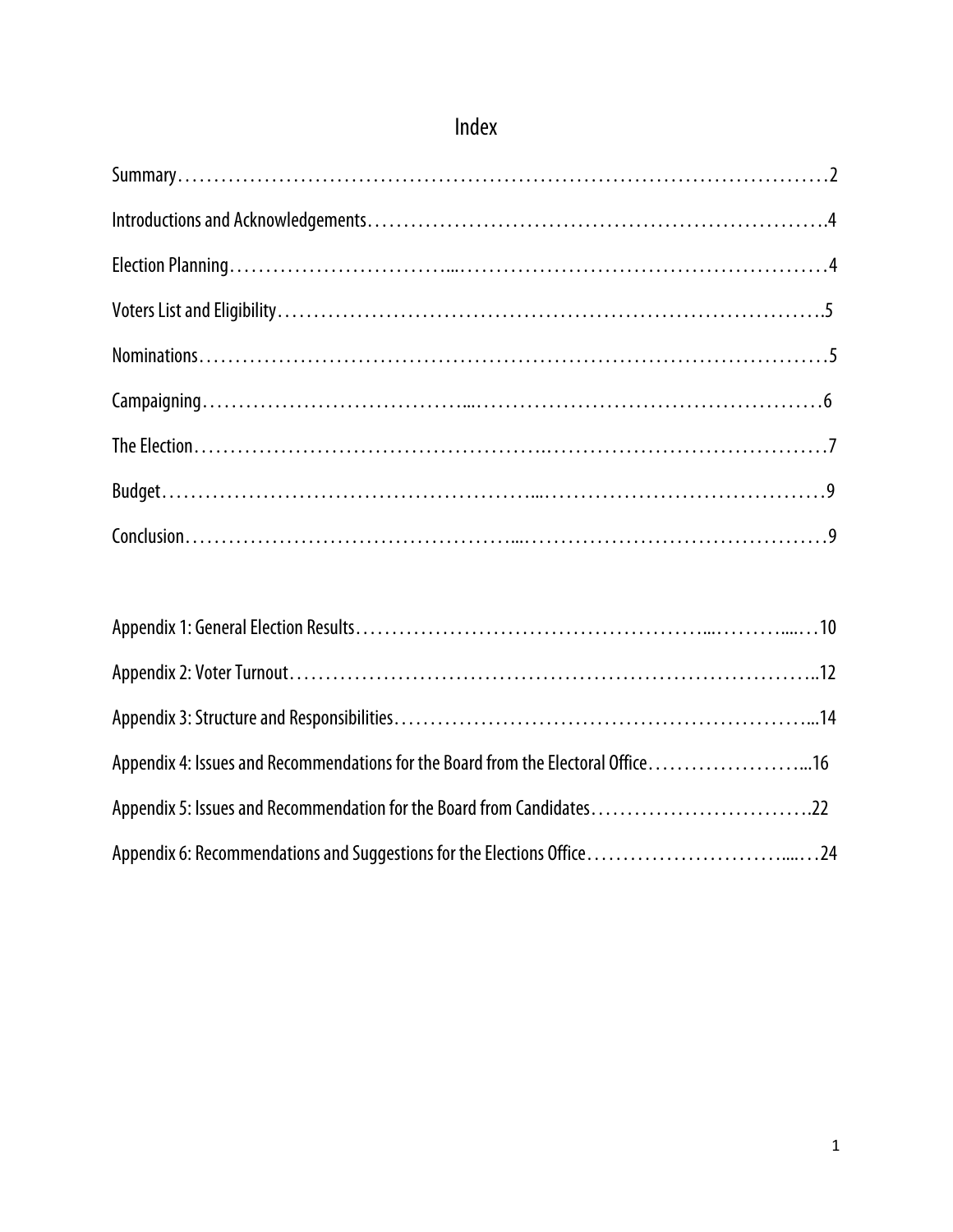# Index

Summary…………………………………………………………………………………2

Introductions and Acknowledgements……………………………………………………….4

Election Planning…………………………...……………………………………………4

Voters List and Eligibility……………………………………………………………….5

Nominations……………………………………………………………………………5

Campaigning………………………………....…………………………………………6

The Election………………………………………….…………………………………7

Budget………………………………………………....…………………………………9

Conclusion……………………………………....……………………………………9

Appendix 1: General Election Results………………………………………...………....…10

Appendix 2: Voter Turnout…………………………………………………………………..12

Appendix 3: Structure and Responsibilities…………………………………………………...14

Appendix 4: Issues and Recommendations for the Board from the Electoral Office…………………...16

Appendix 5: Issues and Recommendation for the Board from Candidates………………………….22

Appendix 6: Recommendations and Suggestions for the Elections Office………………………....…24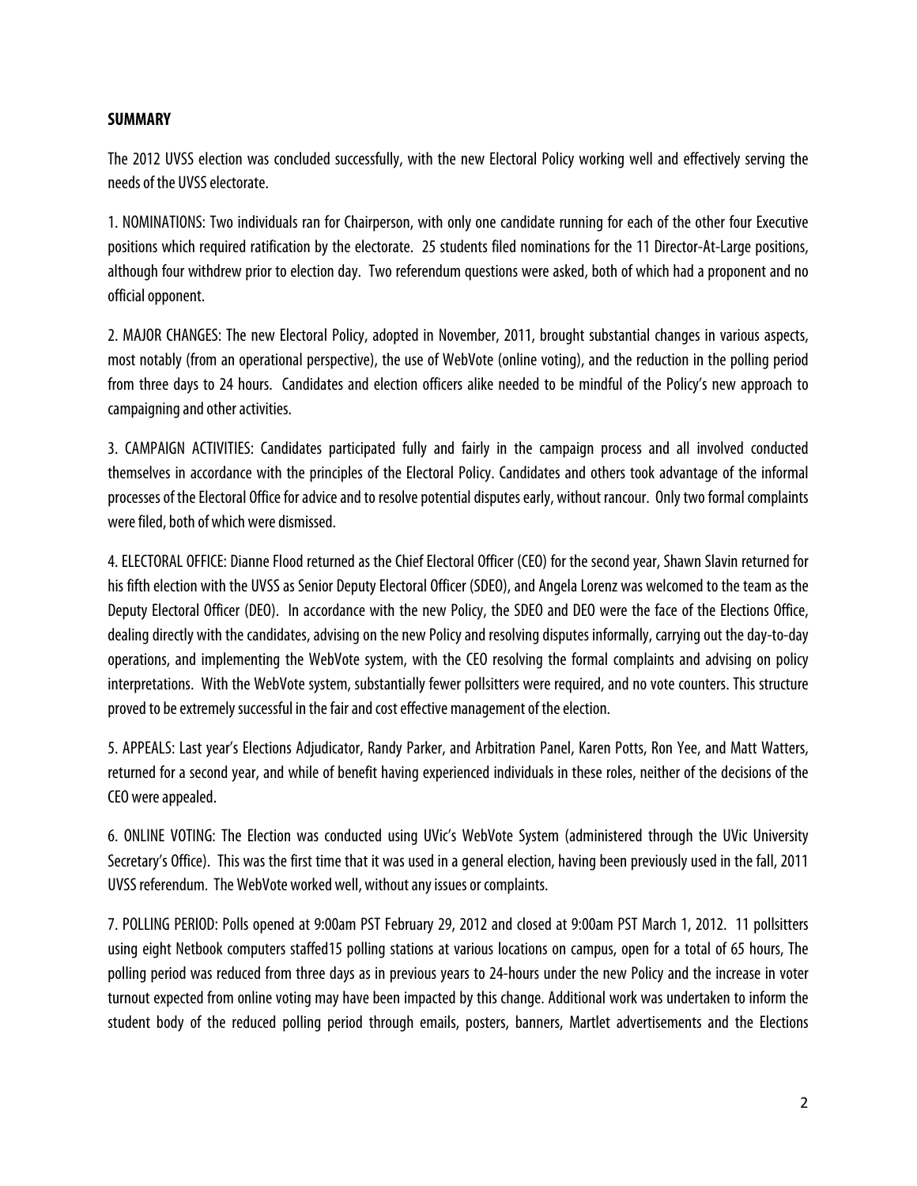**SUMMARY**

The 2012 UVSS election was concluded successfully, with the new Electoral Policy working well and effectively serving the needs of the UVSS electorate.

1. NOMINATIONS: Two individuals ran for Chairperson, with only one candidate running for each of the other four Executive positions which required ratification by the electorate. 25 students filed nominations for the 11 Director-At-Large positions, although four withdrew prior to election day. Two referendum questions were asked, both of which had a proponent and no official opponent.

2. MAJOR CHANGES: The new Electoral Policy, adopted in November, 2011, brought substantial changes in various aspects, most notably (from an operational perspective), the use of WebVote (online voting), and the reduction in the polling period from three days to 24 hours. Candidates and election officers alike needed to be mindful of the Policy's new approach to campaigning and other activities.

3. CAMPAIGN ACTIVITIES: Candidates participated fully and fairly in the campaign process and all involved conducted themselves in accordance with the principles of the Electoral Policy. Candidates and others took advantage of the informal processes of the Electoral Office for advice and to resolve potential disputes early, without rancour. Only two formal complaints were filed, both of which were dismissed.

4. ELECTORAL OFFICE: Dianne Flood returned as the Chief Electoral Officer (CEO) for the second year, Shawn Slavin returned for his fifth election with the UVSS as Senior Deputy Electoral Officer (SDEO), and Angela Lorenz was welcomed to the team as the Deputy Electoral Officer (DEO). In accordance with the new Policy, the SDEO and DEO were the face of the Elections Office, dealing directly with the candidates, advising on the new Policy and resolving disputes informally, carrying out the day-to-day operations, and implementing the WebVote system, with the CEO resolving the formal complaints and advising on policy interpretations. With the WebVote system, substantially fewer pollsitters were required, and no vote counters. This structure proved to be extremely successful in the fair and cost effective management of the election.

5. APPEALS: Last year's Elections Adjudicator, Randy Parker, and Arbitration Panel, Karen Potts, Ron Yee, and Matt Watters, returned for a second year, and while of benefit having experienced individuals in these roles, neither of the decisions of the CEO were appealed.

6. ONLINE VOTING: The Election was conducted using UVic's WebVote System (administered through the UVic University Secretary's Office). This was the first time that it was used in a general election, having been previously used in the fall, 2011 UVSS referendum. The WebVote worked well, without any issues or complaints.

7. POLLING PERIOD: Polls opened at 9:00am PST February 29, 2012 and closed at 9:00am PST March 1, 2012. 11 pollsitters using eight Netbook computers staffed15 polling stations at various locations on campus, open for a total of 65 hours, The polling period was reduced from three days as in previous years to 24-hours under the new Policy and the increase in voter turnout expected from online voting may have been impacted by this change. Additional work was undertaken to inform the student body of the reduced polling period through emails, posters, banners, Martlet advertisements and the Elections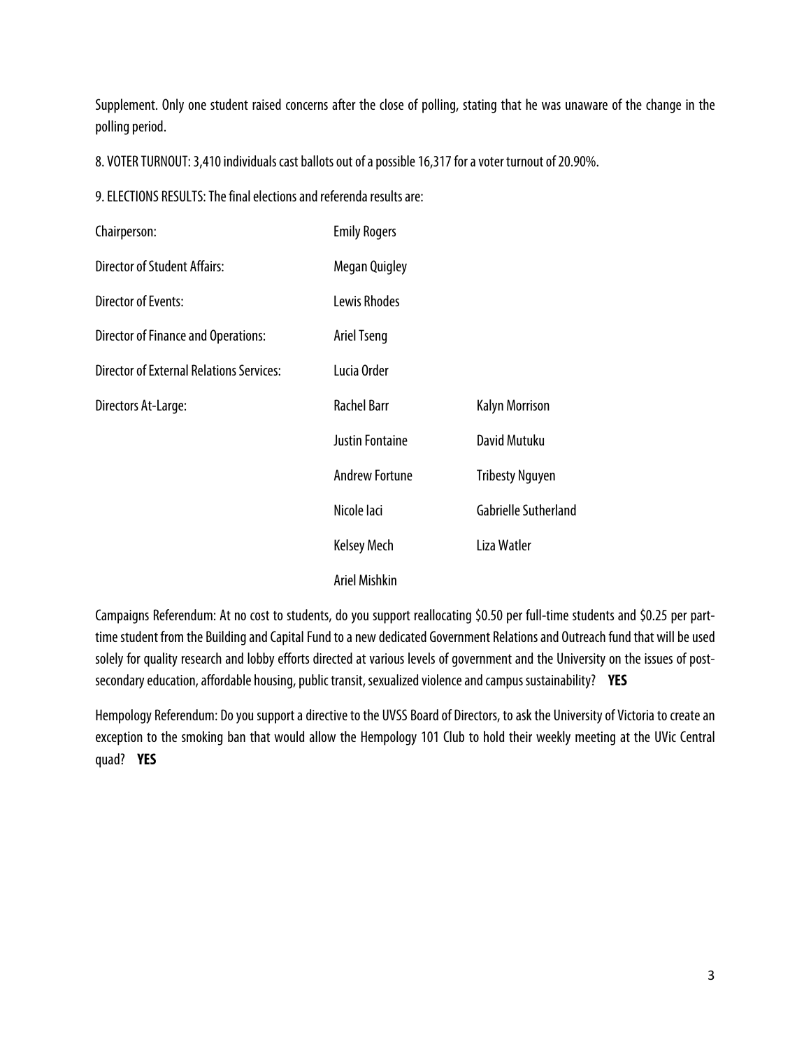Supplement. Only one student raised concerns after the close of polling, stating that he was unaware of the change in the polling period.

8. VOTER TURNOUT: 3,410 individuals cast ballots out of a possible 16,317 for a voter turnout of 20.90%.

9. ELECTIONS RESULTS: The final elections and referenda results are:

| | | |
|---|---|---|
| Chairperson: | Emily Rogers | |
| Director of Student Affairs: | Megan Quigley | |
| Director of Events: | Lewis Rhodes | |
| Director of Finance and Operations: | Ariel Tseng | |
| Director of External Relations Services: | Lucia Order | |
| Directors At-Large: | Rachel Barr | Kalyn Morrison |
| | Justin Fontaine | David Mutuku |
| | Andrew Fortune | Tribesty Nguyen |
| | Nicole Iaci | Gabrielle Sutherland |
| | Kelsey Mech | Liza Watler |
| | Ariel Mishkin | |

Campaigns Referendum: At no cost to students, do you support reallocating $0.50 per full-time students and $0.25 per part-time student from the Building and Capital Fund to a new dedicated Government Relations and Outreach fund that will be used solely for quality research and lobby efforts directed at various levels of government and the University on the issues of post-secondary education, affordable housing, public transit, sexualized violence and campus sustainability? **YES**

Hempology Referendum: Do you support a directive to the UVSS Board of Directors, to ask the University of Victoria to create an exception to the smoking ban that would allow the Hempology 101 Club to hold their weekly meeting at the UVic Central quad? **YES**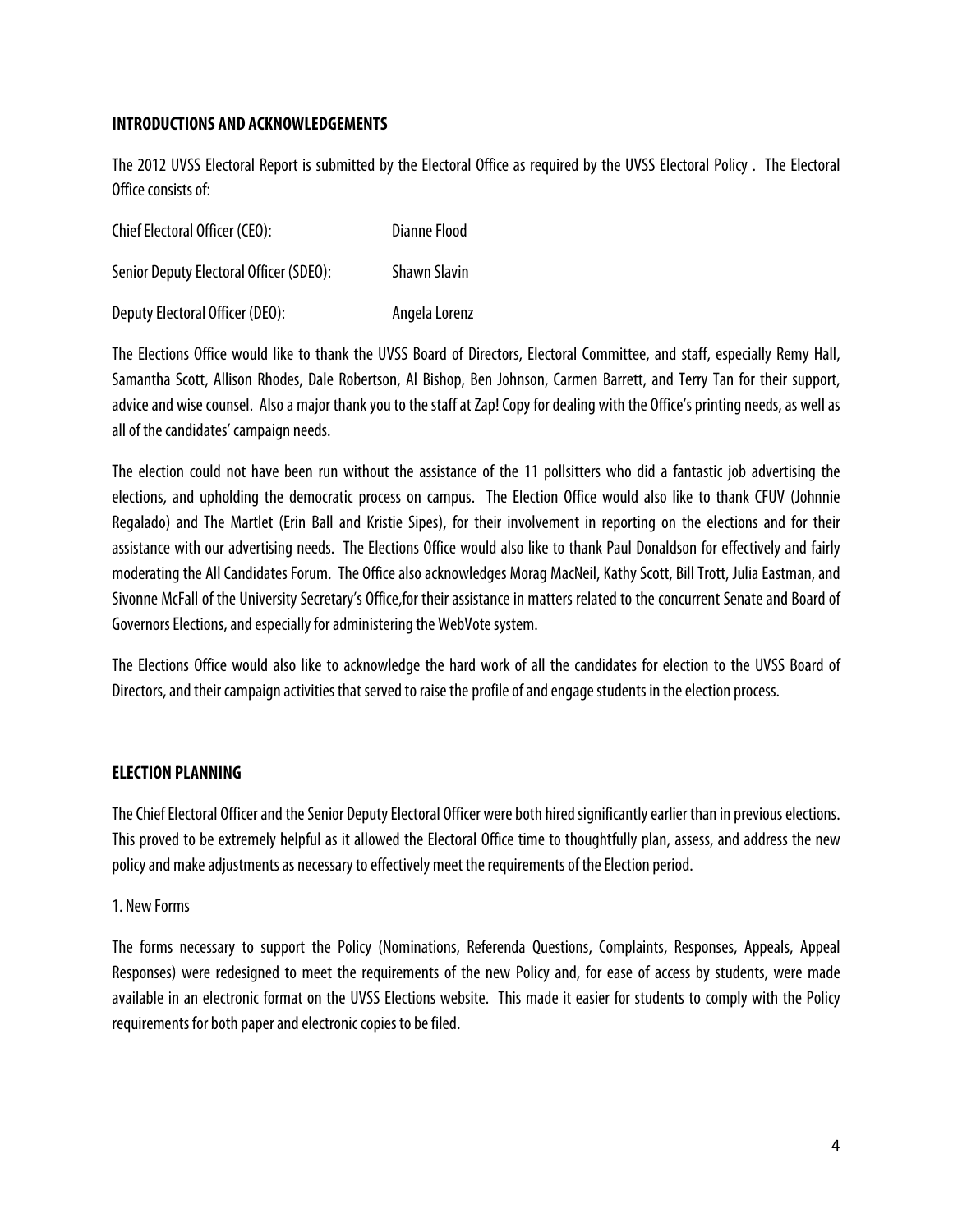## INTRODUCTIONS AND ACKNOWLEDGEMENTS

The 2012 UVSS Electoral Report is submitted by the Electoral Office as required by the UVSS Electoral Policy . The Electoral Office consists of:

| | |
|---|---|
| Chief Electoral Officer (CEO): | Dianne Flood |
| Senior Deputy Electoral Officer (SDEO): | Shawn Slavin |
| Deputy Electoral Officer (DEO): | Angela Lorenz |

The Elections Office would like to thank the UVSS Board of Directors, Electoral Committee, and staff, especially Remy Hall, Samantha Scott, Allison Rhodes, Dale Robertson, Al Bishop, Ben Johnson, Carmen Barrett, and Terry Tan for their support, advice and wise counsel. Also a major thank you to the staff at Zap! Copy for dealing with the Office's printing needs, as well as all of the candidates' campaign needs.

The election could not have been run without the assistance of the 11 pollsitters who did a fantastic job advertising the elections, and upholding the democratic process on campus. The Election Office would also like to thank CFUV (Johnnie Regalado) and The Martlet (Erin Ball and Kristie Sipes), for their involvement in reporting on the elections and for their assistance with our advertising needs. The Elections Office would also like to thank Paul Donaldson for effectively and fairly moderating the All Candidates Forum. The Office also acknowledges Morag MacNeil, Kathy Scott, Bill Trott, Julia Eastman, and Sivonne McFall of the University Secretary's Office,for their assistance in matters related to the concurrent Senate and Board of Governors Elections, and especially for administering the WebVote system.

The Elections Office would also like to acknowledge the hard work of all the candidates for election to the UVSS Board of Directors, and their campaign activities that served to raise the profile of and engage students in the election process.

## ELECTION PLANNING

The Chief Electoral Officer and the Senior Deputy Electoral Officer were both hired significantly earlier than in previous elections. This proved to be extremely helpful as it allowed the Electoral Office time to thoughtfully plan, assess, and address the new policy and make adjustments as necessary to effectively meet the requirements of the Election period.

1. New Forms

The forms necessary to support the Policy (Nominations, Referenda Questions, Complaints, Responses, Appeals, Appeal Responses) were redesigned to meet the requirements of the new Policy and, for ease of access by students, were made available in an electronic format on the UVSS Elections website. This made it easier for students to comply with the Policy requirements for both paper and electronic copies to be filed.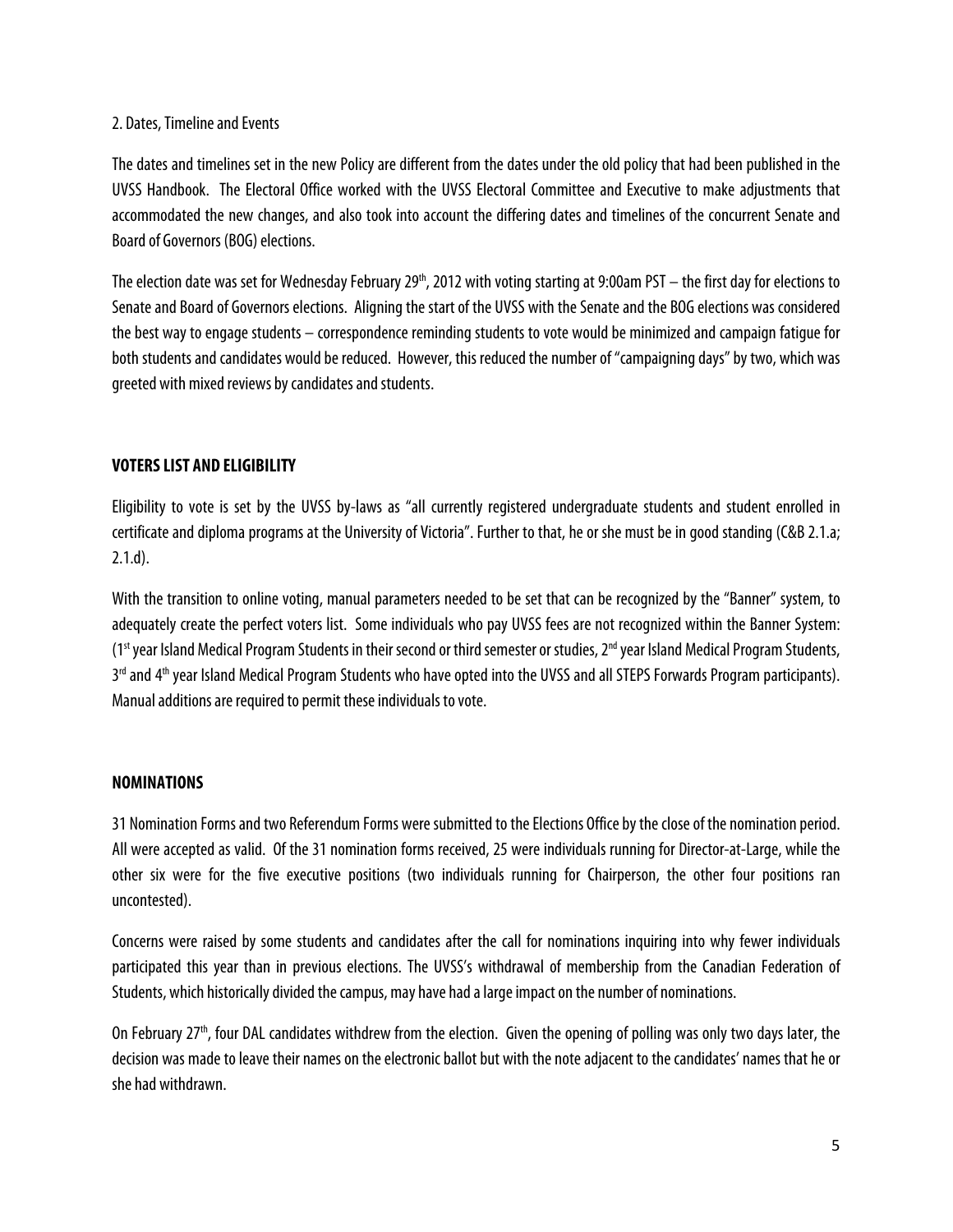2. Dates, Timeline and Events

The dates and timelines set in the new Policy are different from the dates under the old policy that had been published in the UVSS Handbook. The Electoral Office worked with the UVSS Electoral Committee and Executive to make adjustments that accommodated the new changes, and also took into account the differing dates and timelines of the concurrent Senate and Board of Governors (BOG) elections.

The election date was set for Wednesday February 29th, 2012 with voting starting at 9:00am PST – the first day for elections to Senate and Board of Governors elections. Aligning the start of the UVSS with the Senate and the BOG elections was considered the best way to engage students – correspondence reminding students to vote would be minimized and campaign fatigue for both students and candidates would be reduced. However, this reduced the number of "campaigning days" by two, which was greeted with mixed reviews by candidates and students.

## VOTERS LIST AND ELIGIBILITY

Eligibility to vote is set by the UVSS by-laws as "all currently registered undergraduate students and student enrolled in certificate and diploma programs at the University of Victoria". Further to that, he or she must be in good standing (C&B 2.1.a; 2.1.d).

With the transition to online voting, manual parameters needed to be set that can be recognized by the "Banner" system, to adequately create the perfect voters list. Some individuals who pay UVSS fees are not recognized within the Banner System: (1st year Island Medical Program Students in their second or third semester or studies, 2nd year Island Medical Program Students, 3rd and 4th year Island Medical Program Students who have opted into the UVSS and all STEPS Forwards Program participants). Manual additions are required to permit these individuals to vote.

## NOMINATIONS

31 Nomination Forms and two Referendum Forms were submitted to the Elections Office by the close of the nomination period. All were accepted as valid. Of the 31 nomination forms received, 25 were individuals running for Director-at-Large, while the other six were for the five executive positions (two individuals running for Chairperson, the other four positions ran uncontested).

Concerns were raised by some students and candidates after the call for nominations inquiring into why fewer individuals participated this year than in previous elections. The UVSS's withdrawal of membership from the Canadian Federation of Students, which historically divided the campus, may have had a large impact on the number of nominations.

On February 27th, four DAL candidates withdrew from the election. Given the opening of polling was only two days later, the decision was made to leave their names on the electronic ballot but with the note adjacent to the candidates' names that he or she had withdrawn.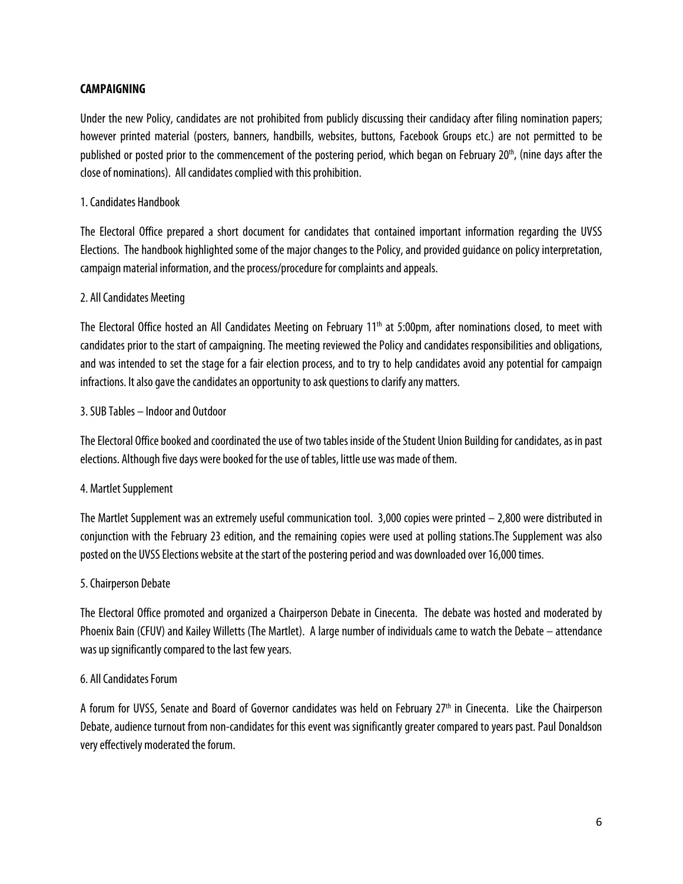## CAMPAIGNING

Under the new Policy, candidates are not prohibited from publicly discussing their candidacy after filing nomination papers; however printed material (posters, banners, handbills, websites, buttons, Facebook Groups etc.) are not permitted to be published or posted prior to the commencement of the postering period, which began on February 20th, (nine days after the close of nominations). All candidates complied with this prohibition.

### 1. Candidates Handbook

The Electoral Office prepared a short document for candidates that contained important information regarding the UVSS Elections. The handbook highlighted some of the major changes to the Policy, and provided guidance on policy interpretation, campaign material information, and the process/procedure for complaints and appeals.

### 2. All Candidates Meeting

The Electoral Office hosted an All Candidates Meeting on February 11th at 5:00pm, after nominations closed, to meet with candidates prior to the start of campaigning. The meeting reviewed the Policy and candidates responsibilities and obligations, and was intended to set the stage for a fair election process, and to try to help candidates avoid any potential for campaign infractions. It also gave the candidates an opportunity to ask questions to clarify any matters.

### 3. SUB Tables – Indoor and Outdoor

The Electoral Office booked and coordinated the use of two tables inside of the Student Union Building for candidates, as in past elections. Although five days were booked for the use of tables, little use was made of them.

### 4. Martlet Supplement

The Martlet Supplement was an extremely useful communication tool. 3,000 copies were printed – 2,800 were distributed in conjunction with the February 23 edition, and the remaining copies were used at polling stations.The Supplement was also posted on the UVSS Elections website at the start of the postering period and was downloaded over 16,000 times.

### 5. Chairperson Debate

The Electoral Office promoted and organized a Chairperson Debate in Cinecenta. The debate was hosted and moderated by Phoenix Bain (CFUV) and Kailey Willetts (The Martlet). A large number of individuals came to watch the Debate – attendance was up significantly compared to the last few years.

### 6. All Candidates Forum

A forum for UVSS, Senate and Board of Governor candidates was held on February 27th in Cinecenta. Like the Chairperson Debate, audience turnout from non-candidates for this event was significantly greater compared to years past. Paul Donaldson very effectively moderated the forum.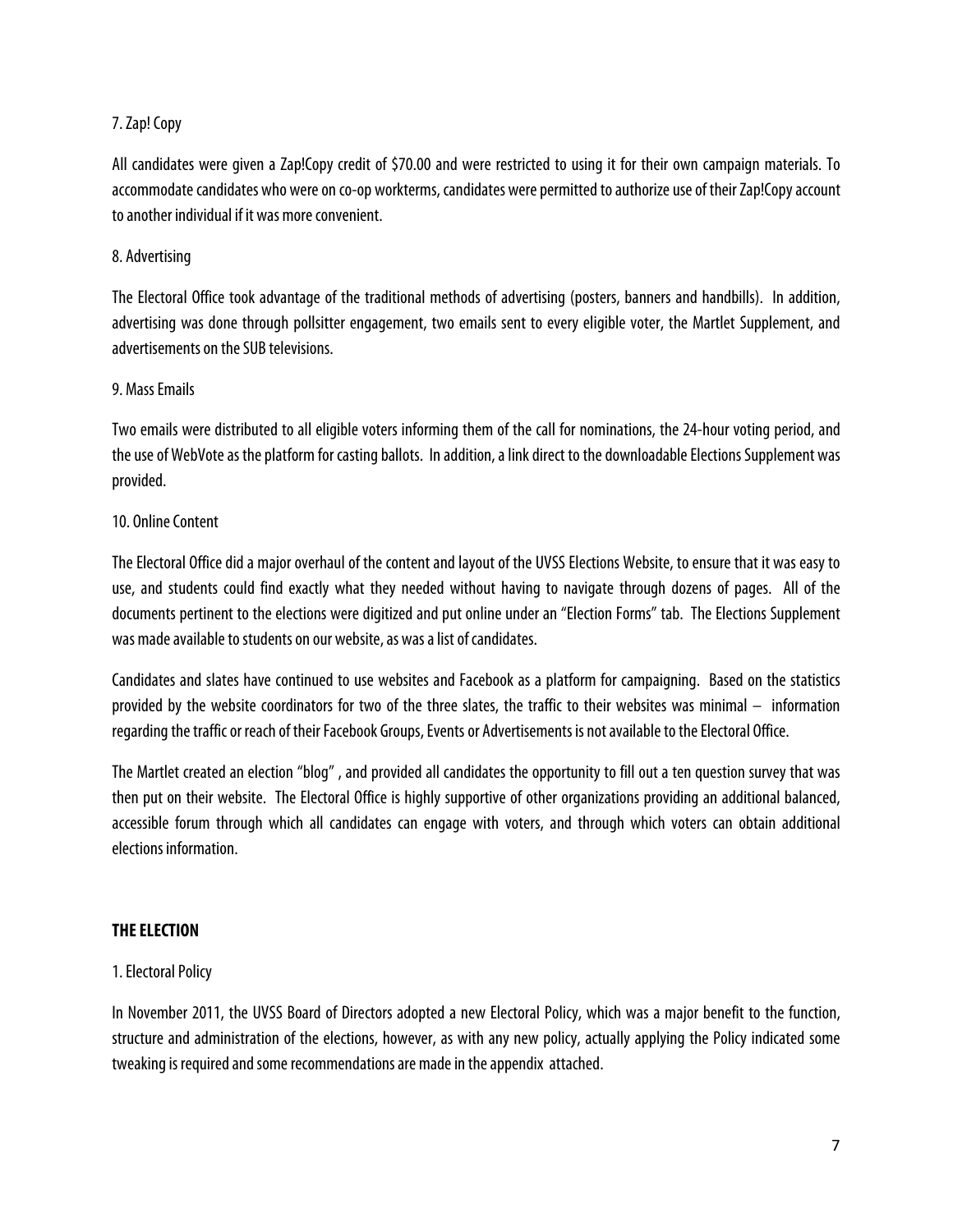7. Zap! Copy

All candidates were given a Zap!Copy credit of $70.00 and were restricted to using it for their own campaign materials. To accommodate candidates who were on co-op workterms, candidates were permitted to authorize use of their Zap!Copy account to another individual if it was more convenient.

8. Advertising

The Electoral Office took advantage of the traditional methods of advertising (posters, banners and handbills). In addition, advertising was done through pollsitter engagement, two emails sent to every eligible voter, the Martlet Supplement, and advertisements on the SUB televisions.

9. Mass Emails

Two emails were distributed to all eligible voters informing them of the call for nominations, the 24-hour voting period, and the use of WebVote as the platform for casting ballots. In addition, a link direct to the downloadable Elections Supplement was provided.

10. Online Content

The Electoral Office did a major overhaul of the content and layout of the UVSS Elections Website, to ensure that it was easy to use, and students could find exactly what they needed without having to navigate through dozens of pages. All of the documents pertinent to the elections were digitized and put online under an "Election Forms" tab. The Elections Supplement was made available to students on our website, as was a list of candidates.

Candidates and slates have continued to use websites and Facebook as a platform for campaigning. Based on the statistics provided by the website coordinators for two of the three slates, the traffic to their websites was minimal – information regarding the traffic or reach of their Facebook Groups, Events or Advertisements is not available to the Electoral Office.

The Martlet created an election "blog" , and provided all candidates the opportunity to fill out a ten question survey that was then put on their website. The Electoral Office is highly supportive of other organizations providing an additional balanced, accessible forum through which all candidates can engage with voters, and through which voters can obtain additional elections information.

## THE ELECTION

1. Electoral Policy

In November 2011, the UVSS Board of Directors adopted a new Electoral Policy, which was a major benefit to the function, structure and administration of the elections, however, as with any new policy, actually applying the Policy indicated some tweaking is required and some recommendations are made in the appendix attached.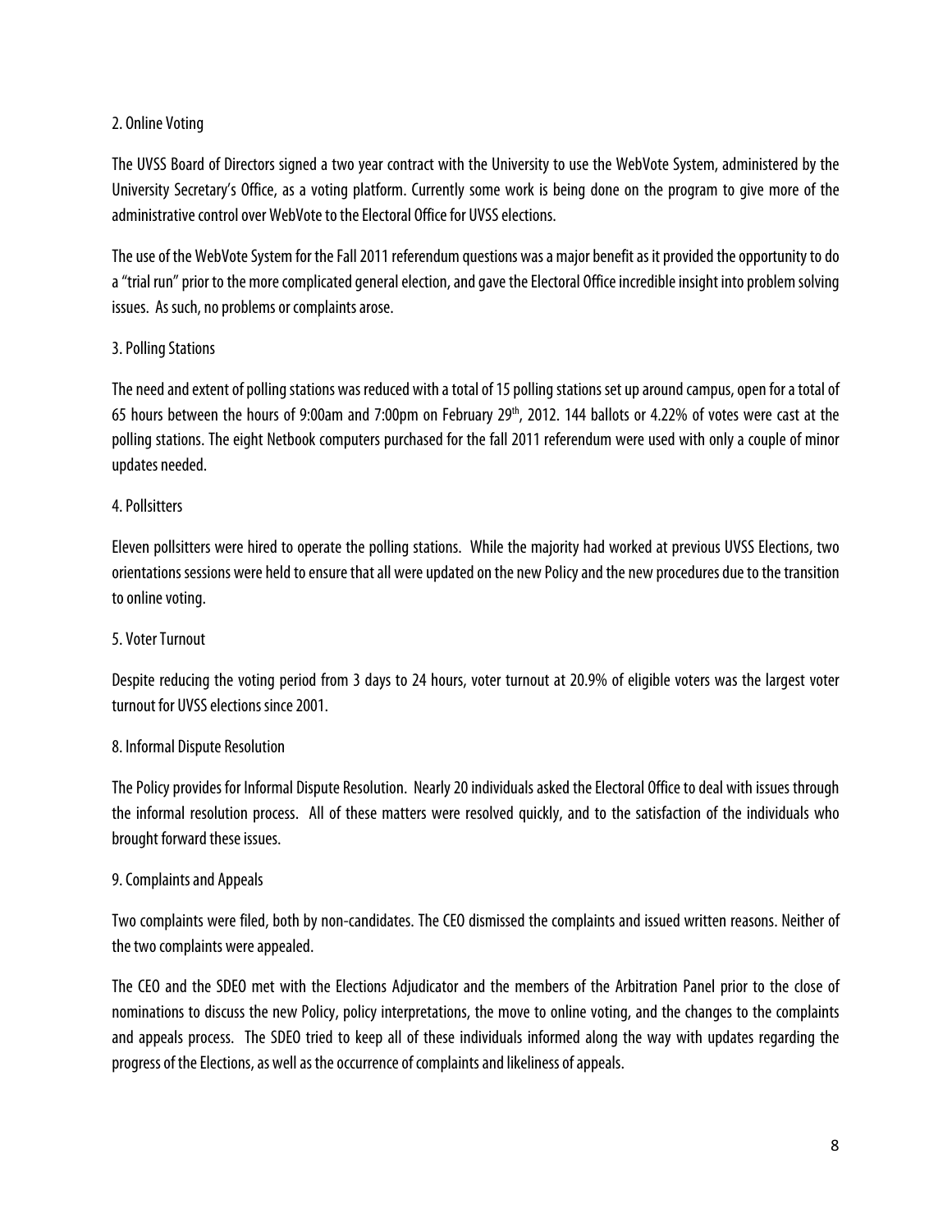2. Online Voting

The UVSS Board of Directors signed a two year contract with the University to use the WebVote System, administered by the University Secretary's Office, as a voting platform. Currently some work is being done on the program to give more of the administrative control over WebVote to the Electoral Office for UVSS elections.

The use of the WebVote System for the Fall 2011 referendum questions was a major benefit as it provided the opportunity to do a "trial run" prior to the more complicated general election, and gave the Electoral Office incredible insight into problem solving issues. As such, no problems or complaints arose.

3. Polling Stations

The need and extent of polling stations was reduced with a total of 15 polling stations set up around campus, open for a total of 65 hours between the hours of 9:00am and 7:00pm on February 29th, 2012. 144 ballots or 4.22% of votes were cast at the polling stations. The eight Netbook computers purchased for the fall 2011 referendum were used with only a couple of minor updates needed.

4. Pollsitters

Eleven pollsitters were hired to operate the polling stations. While the majority had worked at previous UVSS Elections, two orientations sessions were held to ensure that all were updated on the new Policy and the new procedures due to the transition to online voting.

5. Voter Turnout

Despite reducing the voting period from 3 days to 24 hours, voter turnout at 20.9% of eligible voters was the largest voter turnout for UVSS elections since 2001.

8. Informal Dispute Resolution

The Policy provides for Informal Dispute Resolution. Nearly 20 individuals asked the Electoral Office to deal with issues through the informal resolution process. All of these matters were resolved quickly, and to the satisfaction of the individuals who brought forward these issues.

9. Complaints and Appeals

Two complaints were filed, both by non-candidates. The CEO dismissed the complaints and issued written reasons. Neither of the two complaints were appealed.

The CEO and the SDEO met with the Elections Adjudicator and the members of the Arbitration Panel prior to the close of nominations to discuss the new Policy, policy interpretations, the move to online voting, and the changes to the complaints and appeals process. The SDEO tried to keep all of these individuals informed along the way with updates regarding the progress of the Elections, as well as the occurrence of complaints and likeliness of appeals.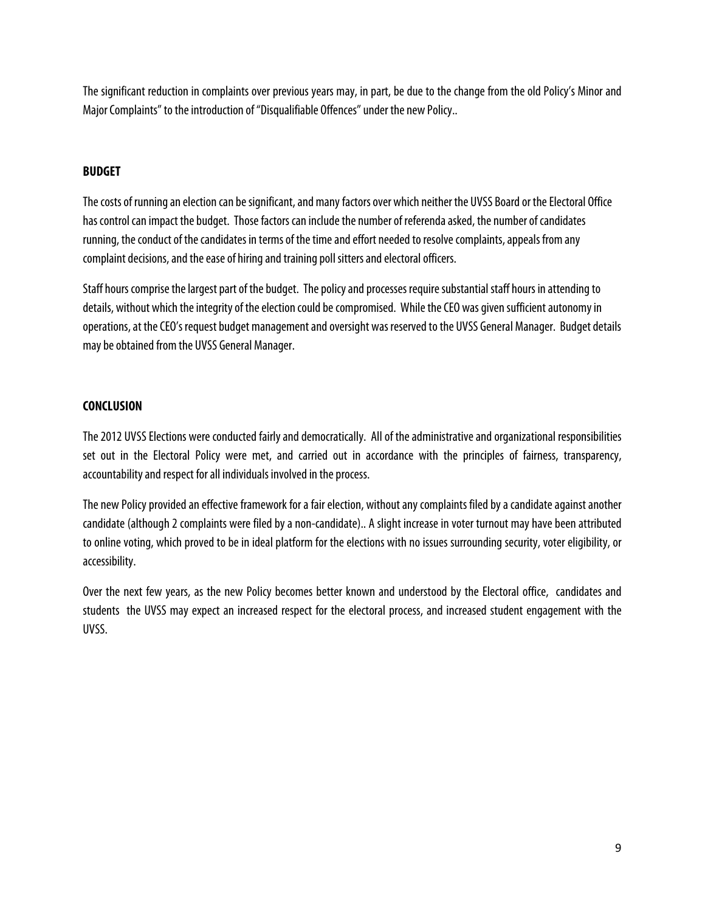The significant reduction in complaints over previous years may, in part, be due to the change from the old Policy's Minor and Major Complaints" to the introduction of "Disqualifiable Offences" under the new Policy..

## BUDGET

The costs of running an election can be significant, and many factors over which neither the UVSS Board or the Electoral Office has control can impact the budget. Those factors can include the number of referenda asked, the number of candidates running, the conduct of the candidates in terms of the time and effort needed to resolve complaints, appeals from any complaint decisions, and the ease of hiring and training poll sitters and electoral officers.

Staff hours comprise the largest part of the budget. The policy and processes require substantial staff hours in attending to details, without which the integrity of the election could be compromised. While the CEO was given sufficient autonomy in operations, at the CEO's request budget management and oversight was reserved to the UVSS General Manager. Budget details may be obtained from the UVSS General Manager.

## CONCLUSION

The 2012 UVSS Elections were conducted fairly and democratically. All of the administrative and organizational responsibilities set out in the Electoral Policy were met, and carried out in accordance with the principles of fairness, transparency, accountability and respect for all individuals involved in the process.

The new Policy provided an effective framework for a fair election, without any complaints filed by a candidate against another candidate (although 2 complaints were filed by a non-candidate).. A slight increase in voter turnout may have been attributed to online voting, which proved to be in ideal platform for the elections with no issues surrounding security, voter eligibility, or accessibility.

Over the next few years, as the new Policy becomes better known and understood by the Electoral office, candidates and students the UVSS may expect an increased respect for the electoral process, and increased student engagement with the UVSS.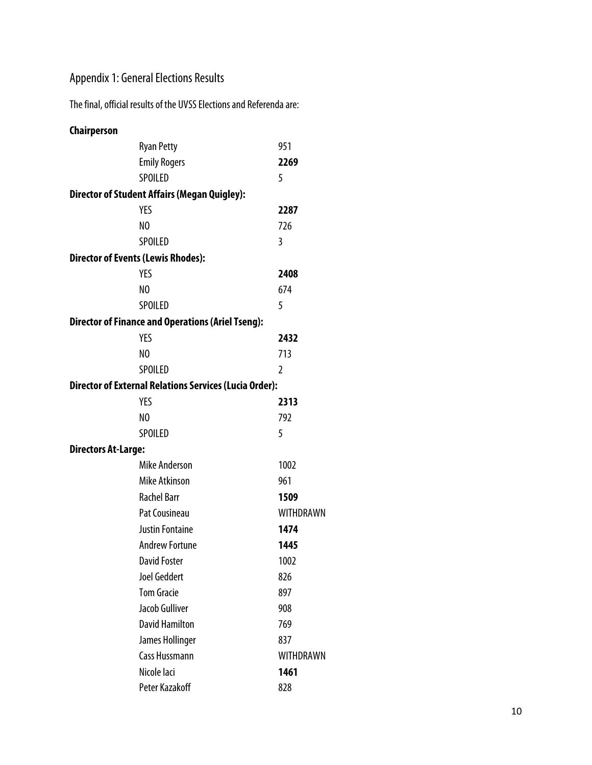## Appendix 1: General Elections Results

The final, official results of the UVSS Elections and Referenda are:

**Chairperson**

| | |
|---|---|
| Ryan Petty | 951 |
| Emily Rogers | **2269** |
| SPOILED | 5 |

**Director of Student Affairs (Megan Quigley):**

| | |
|---|---|
| YES | **2287** |
| NO | 726 |
| SPOILED | 3 |

**Director of Events (Lewis Rhodes):**

| | |
|---|---|
| YES | **2408** |
| NO | 674 |
| SPOILED | 5 |

**Director of Finance and Operations (Ariel Tseng):**

| | |
|---|---|
| YES | **2432** |
| NO | 713 |
| SPOILED | 2 |

**Director of External Relations Services (Lucia Order):**

| | |
|---|---|
| YES | **2313** |
| NO | 792 |
| SPOILED | 5 |

**Directors At-Large:**

| | |
|---|---|
| Mike Anderson | 1002 |
| Mike Atkinson | 961 |
| Rachel Barr | **1509** |
| Pat Cousineau | WITHDRAWN |
| Justin Fontaine | **1474** |
| Andrew Fortune | **1445** |
| David Foster | 1002 |
| Joel Geddert | 826 |
| Tom Gracie | 897 |
| Jacob Gulliver | 908 |
| David Hamilton | 769 |
| James Hollinger | 837 |
| Cass Hussmann | WITHDRAWN |
| Nicole Iaci | **1461** |
| Peter Kazakoff | 828 |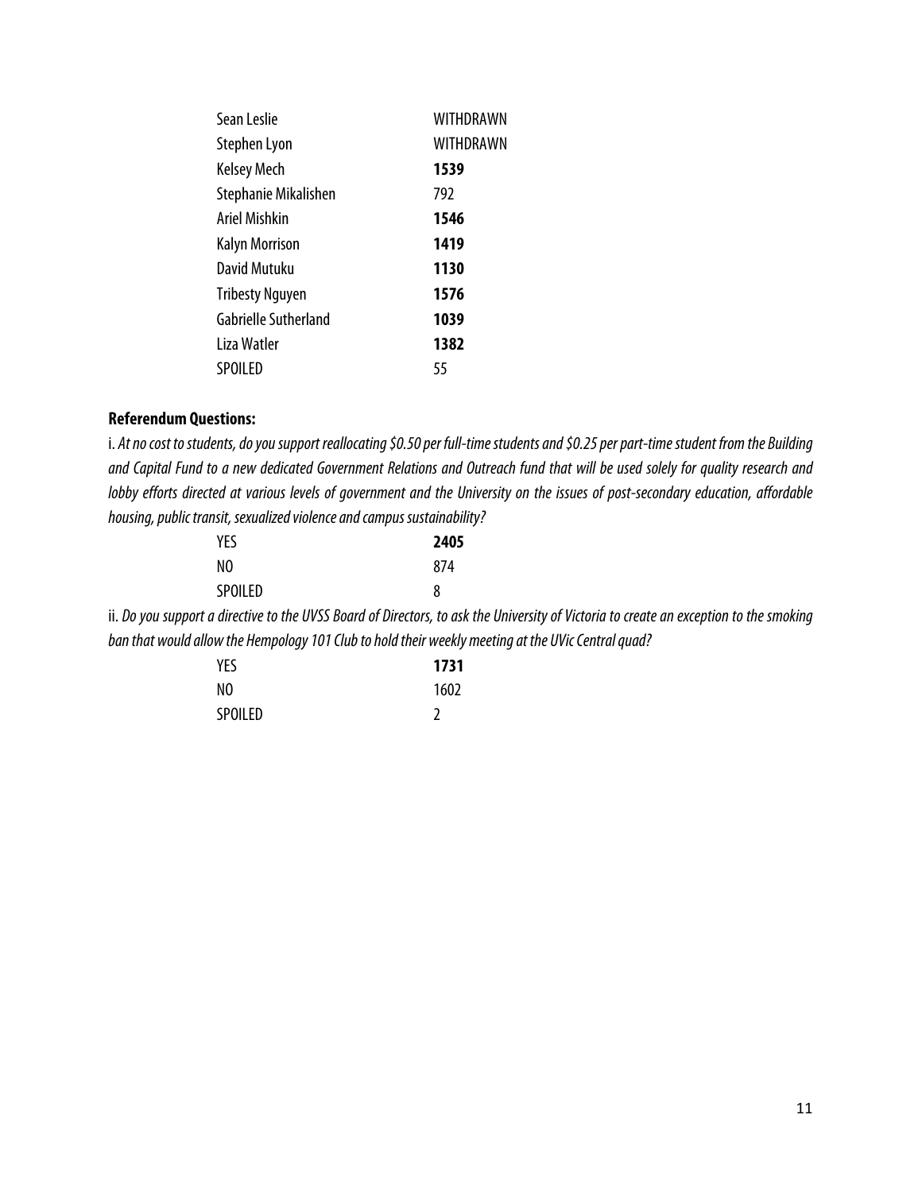| | |
|---|---|
| Sean Leslie | WITHDRAWN |
| Stephen Lyon | WITHDRAWN |
| Kelsey Mech | **1539** |
| Stephanie Mikalishen | 792 |
| Ariel Mishkin | **1546** |
| Kalyn Morrison | **1419** |
| David Mutuku | **1130** |
| Tribesty Nguyen | **1576** |
| Gabrielle Sutherland | **1039** |
| Liza Watler | **1382** |
| SPOILED | 55 |

**Referendum Questions:**

i. *At no cost to students, do you support reallocating $0.50 per full-time students and $0.25 per part-time student from the Building and Capital Fund to a new dedicated Government Relations and Outreach fund that will be used solely for quality research and lobby efforts directed at various levels of government and the University on the issues of post-secondary education, affordable housing, public transit, sexualized violence and campus sustainability?*

| | |
|---|---|
| YES | **2405** |
| NO | 874 |
| SPOILED | 8 |

ii. *Do you support a directive to the UVSS Board of Directors, to ask the University of Victoria to create an exception to the smoking ban that would allow the Hempology 101 Club to hold their weekly meeting at the UVic Central quad?*

| | |
|---|---|
| YES | **1731** |
| NO | 1602 |
| SPOILED | 2 |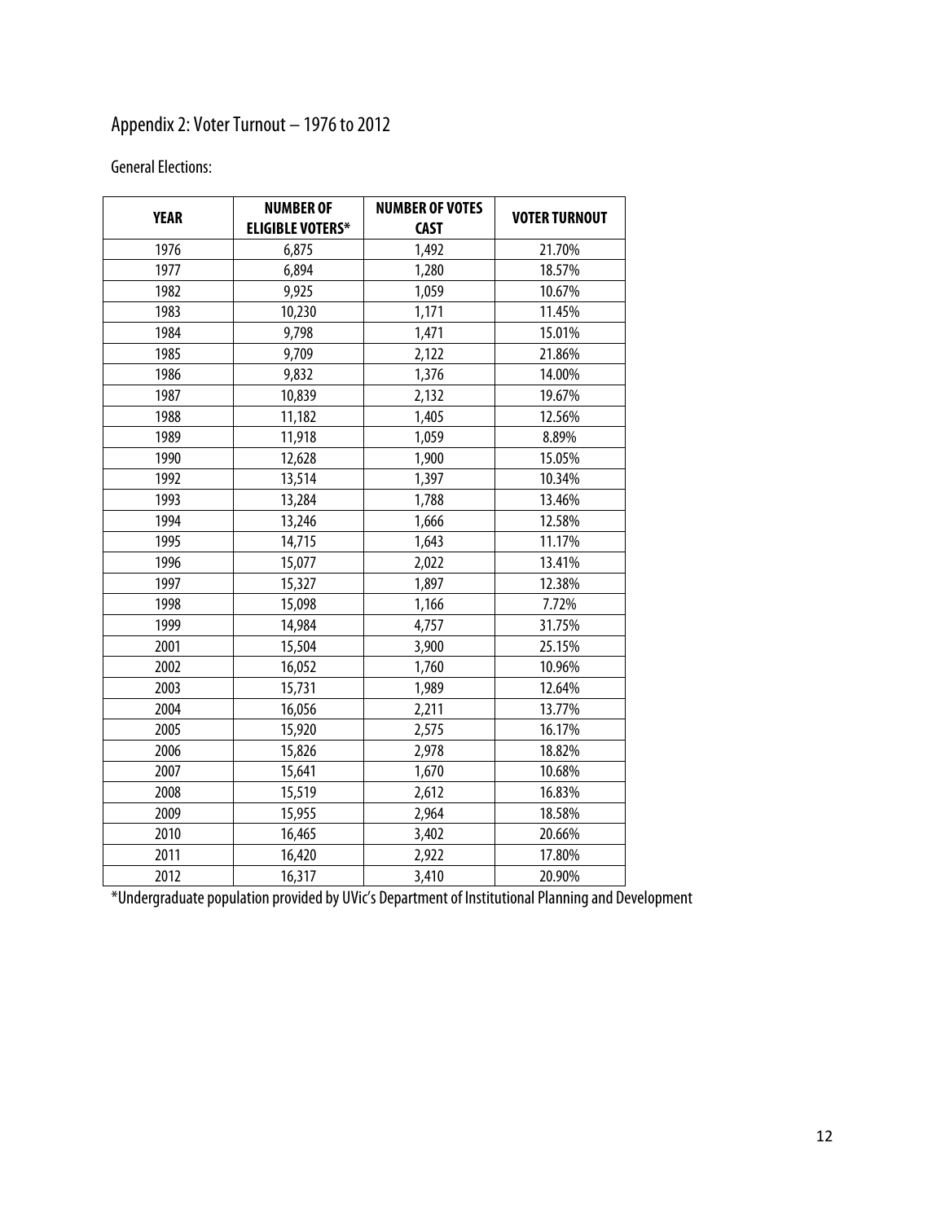## Appendix 2: Voter Turnout – 1976 to 2012

General Elections:

| YEAR | NUMBER OF ELIGIBLE VOTERS* | NUMBER OF VOTES CAST | VOTER TURNOUT |
|---|---|---|---|
| 1976 | 6,875 | 1,492 | 21.70% |
| 1977 | 6,894 | 1,280 | 18.57% |
| 1982 | 9,925 | 1,059 | 10.67% |
| 1983 | 10,230 | 1,171 | 11.45% |
| 1984 | 9,798 | 1,471 | 15.01% |
| 1985 | 9,709 | 2,122 | 21.86% |
| 1986 | 9,832 | 1,376 | 14.00% |
| 1987 | 10,839 | 2,132 | 19.67% |
| 1988 | 11,182 | 1,405 | 12.56% |
| 1989 | 11,918 | 1,059 | 8.89% |
| 1990 | 12,628 | 1,900 | 15.05% |
| 1992 | 13,514 | 1,397 | 10.34% |
| 1993 | 13,284 | 1,788 | 13.46% |
| 1994 | 13,246 | 1,666 | 12.58% |
| 1995 | 14,715 | 1,643 | 11.17% |
| 1996 | 15,077 | 2,022 | 13.41% |
| 1997 | 15,327 | 1,897 | 12.38% |
| 1998 | 15,098 | 1,166 | 7.72% |
| 1999 | 14,984 | 4,757 | 31.75% |
| 2001 | 15,504 | 3,900 | 25.15% |
| 2002 | 16,052 | 1,760 | 10.96% |
| 2003 | 15,731 | 1,989 | 12.64% |
| 2004 | 16,056 | 2,211 | 13.77% |
| 2005 | 15,920 | 2,575 | 16.17% |
| 2006 | 15,826 | 2,978 | 18.82% |
| 2007 | 15,641 | 1,670 | 10.68% |
| 2008 | 15,519 | 2,612 | 16.83% |
| 2009 | 15,955 | 2,964 | 18.58% |
| 2010 | 16,465 | 3,402 | 20.66% |
| 2011 | 16,420 | 2,922 | 17.80% |
| 2012 | 16,317 | 3,410 | 20.90% |

*Undergraduate population provided by UVic's Department of Institutional Planning and Development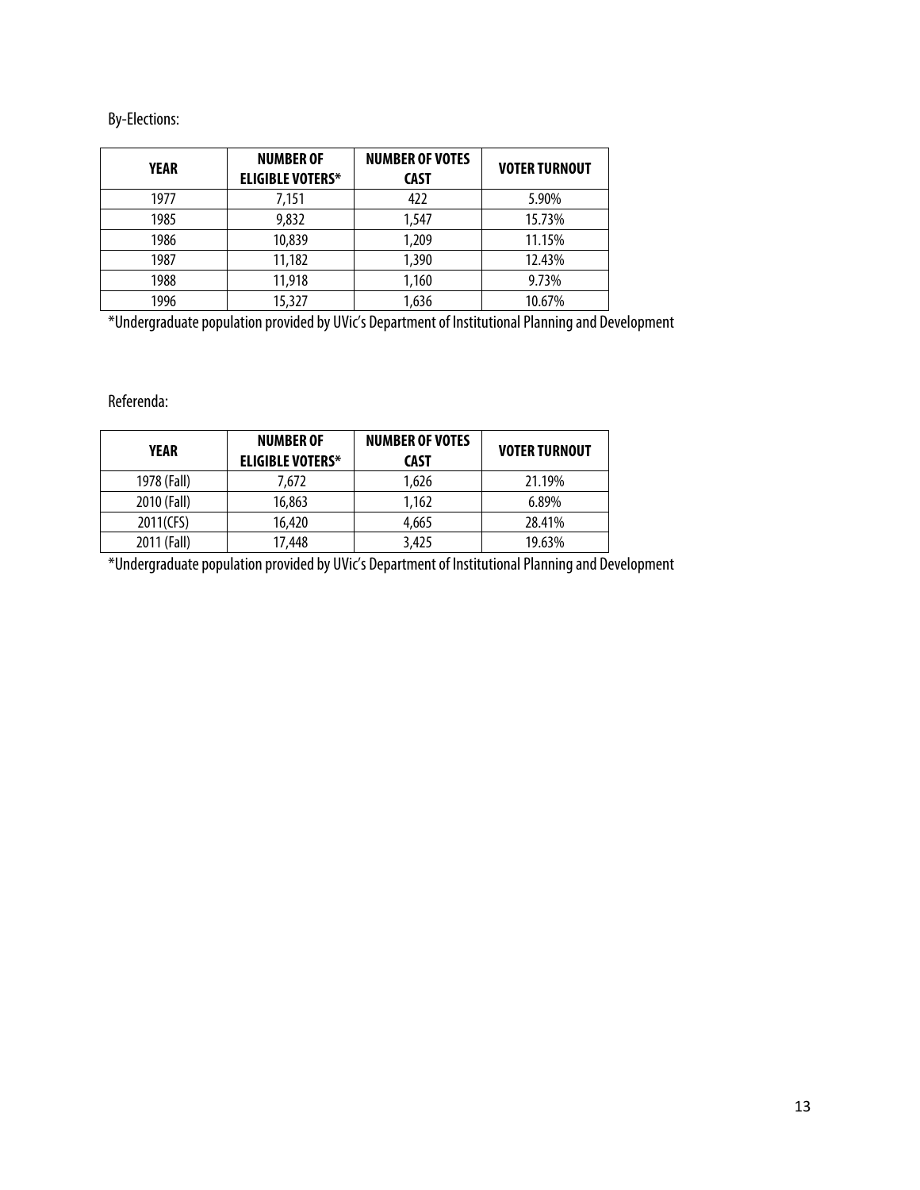By-Elections:

| YEAR | NUMBER OF ELIGIBLE VOTERS* | NUMBER OF VOTES CAST | VOTER TURNOUT |
|---|---|---|---|
| 1977 | 7,151 | 422 | 5.90% |
| 1985 | 9,832 | 1,547 | 15.73% |
| 1986 | 10,839 | 1,209 | 11.15% |
| 1987 | 11,182 | 1,390 | 12.43% |
| 1988 | 11,918 | 1,160 | 9.73% |
| 1996 | 15,327 | 1,636 | 10.67% |

*Undergraduate population provided by UVic's Department of Institutional Planning and Development

Referenda:

| YEAR | NUMBER OF ELIGIBLE VOTERS* | NUMBER OF VOTES CAST | VOTER TURNOUT |
|---|---|---|---|
| 1978 (Fall) | 7,672 | 1,626 | 21.19% |
| 2010 (Fall) | 16,863 | 1,162 | 6.89% |
| 2011(CFS) | 16,420 | 4,665 | 28.41% |
| 2011 (Fall) | 17,448 | 3,425 | 19.63% |

*Undergraduate population provided by UVic's Department of Institutional Planning and Development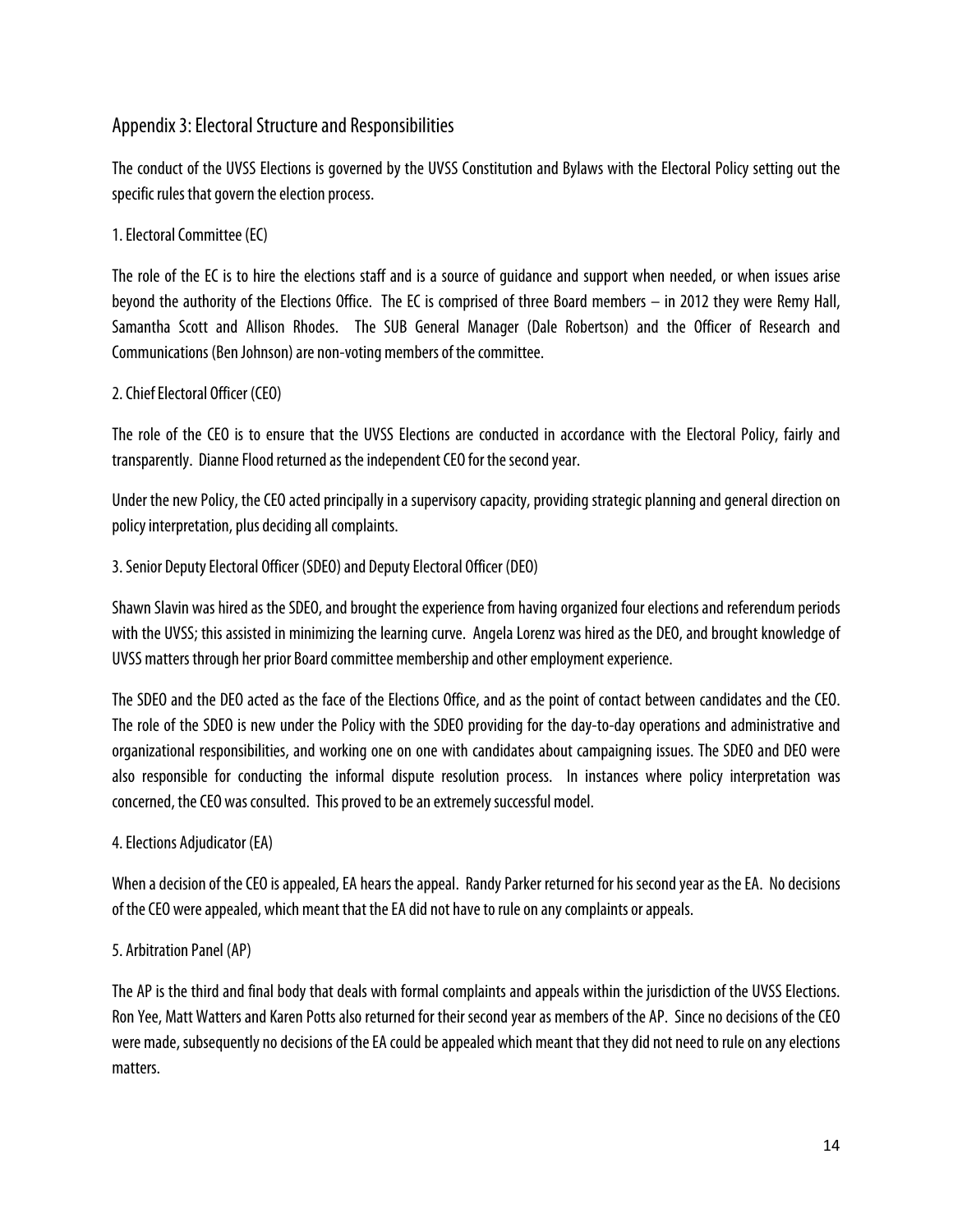## Appendix 3: Electoral Structure and Responsibilities

The conduct of the UVSS Elections is governed by the UVSS Constitution and Bylaws with the Electoral Policy setting out the specific rules that govern the election process.

### 1. Electoral Committee (EC)

The role of the EC is to hire the elections staff and is a source of guidance and support when needed, or when issues arise beyond the authority of the Elections Office. The EC is comprised of three Board members – in 2012 they were Remy Hall, Samantha Scott and Allison Rhodes. The SUB General Manager (Dale Robertson) and the Officer of Research and Communications (Ben Johnson) are non-voting members of the committee.

### 2. Chief Electoral Officer (CEO)

The role of the CEO is to ensure that the UVSS Elections are conducted in accordance with the Electoral Policy, fairly and transparently. Dianne Flood returned as the independent CEO for the second year.

Under the new Policy, the CEO acted principally in a supervisory capacity, providing strategic planning and general direction on policy interpretation, plus deciding all complaints.

### 3. Senior Deputy Electoral Officer (SDEO) and Deputy Electoral Officer (DEO)

Shawn Slavin was hired as the SDEO, and brought the experience from having organized four elections and referendum periods with the UVSS; this assisted in minimizing the learning curve. Angela Lorenz was hired as the DEO, and brought knowledge of UVSS matters through her prior Board committee membership and other employment experience.

The SDEO and the DEO acted as the face of the Elections Office, and as the point of contact between candidates and the CEO. The role of the SDEO is new under the Policy with the SDEO providing for the day-to-day operations and administrative and organizational responsibilities, and working one on one with candidates about campaigning issues. The SDEO and DEO were also responsible for conducting the informal dispute resolution process. In instances where policy interpretation was concerned, the CEO was consulted. This proved to be an extremely successful model.

### 4. Elections Adjudicator (EA)

When a decision of the CEO is appealed, EA hears the appeal. Randy Parker returned for his second year as the EA. No decisions of the CEO were appealed, which meant that the EA did not have to rule on any complaints or appeals.

### 5. Arbitration Panel (AP)

The AP is the third and final body that deals with formal complaints and appeals within the jurisdiction of the UVSS Elections. Ron Yee, Matt Watters and Karen Potts also returned for their second year as members of the AP. Since no decisions of the CEO were made, subsequently no decisions of the EA could be appealed which meant that they did not need to rule on any elections matters.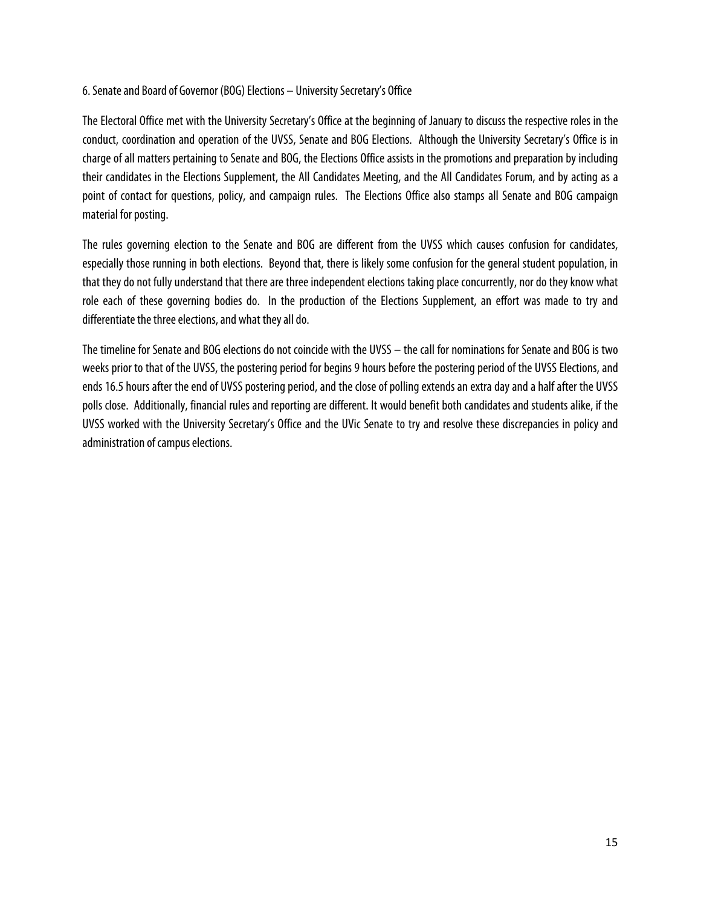6. Senate and Board of Governor (BOG) Elections – University Secretary's Office

The Electoral Office met with the University Secretary's Office at the beginning of January to discuss the respective roles in the conduct, coordination and operation of the UVSS, Senate and BOG Elections. Although the University Secretary's Office is in charge of all matters pertaining to Senate and BOG, the Elections Office assists in the promotions and preparation by including their candidates in the Elections Supplement, the All Candidates Meeting, and the All Candidates Forum, and by acting as a point of contact for questions, policy, and campaign rules. The Elections Office also stamps all Senate and BOG campaign material for posting.

The rules governing election to the Senate and BOG are different from the UVSS which causes confusion for candidates, especially those running in both elections. Beyond that, there is likely some confusion for the general student population, in that they do not fully understand that there are three independent elections taking place concurrently, nor do they know what role each of these governing bodies do. In the production of the Elections Supplement, an effort was made to try and differentiate the three elections, and what they all do.

The timeline for Senate and BOG elections do not coincide with the UVSS – the call for nominations for Senate and BOG is two weeks prior to that of the UVSS, the postering period for begins 9 hours before the postering period of the UVSS Elections, and ends 16.5 hours after the end of UVSS postering period, and the close of polling extends an extra day and a half after the UVSS polls close. Additionally, financial rules and reporting are different. It would benefit both candidates and students alike, if the UVSS worked with the University Secretary's Office and the UVic Senate to try and resolve these discrepancies in policy and administration of campus elections.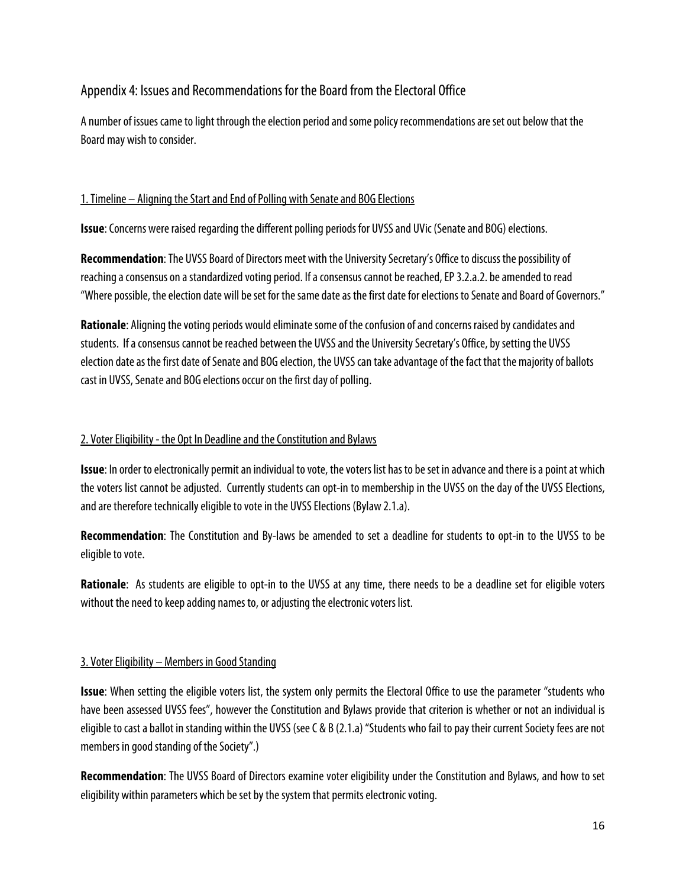## Appendix 4: Issues and Recommendations for the Board from the Electoral Office

A number of issues came to light through the election period and some policy recommendations are set out below that the Board may wish to consider.

### 1. Timeline – Aligning the Start and End of Polling with Senate and BOG Elections

**Issue**: Concerns were raised regarding the different polling periods for UVSS and UVic (Senate and BOG) elections.

**Recommendation**: The UVSS Board of Directors meet with the University Secretary's Office to discuss the possibility of reaching a consensus on a standardized voting period. If a consensus cannot be reached, EP 3.2.a.2. be amended to read "Where possible, the election date will be set for the same date as the first date for elections to Senate and Board of Governors."

**Rationale**: Aligning the voting periods would eliminate some of the confusion of and concerns raised by candidates and students. If a consensus cannot be reached between the UVSS and the University Secretary's Office, by setting the UVSS election date as the first date of Senate and BOG election, the UVSS can take advantage of the fact that the majority of ballots cast in UVSS, Senate and BOG elections occur on the first day of polling.

### 2. Voter Eligibility - the Opt In Deadline and the Constitution and Bylaws

**Issue**: In order to electronically permit an individual to vote, the voters list has to be set in advance and there is a point at which the voters list cannot be adjusted. Currently students can opt-in to membership in the UVSS on the day of the UVSS Elections, and are therefore technically eligible to vote in the UVSS Elections (Bylaw 2.1.a).

**Recommendation**: The Constitution and By-laws be amended to set a deadline for students to opt-in to the UVSS to be eligible to vote.

**Rationale**: As students are eligible to opt-in to the UVSS at any time, there needs to be a deadline set for eligible voters without the need to keep adding names to, or adjusting the electronic voters list.

### 3. Voter Eligibility – Members in Good Standing

**Issue**: When setting the eligible voters list, the system only permits the Electoral Office to use the parameter "students who have been assessed UVSS fees", however the Constitution and Bylaws provide that criterion is whether or not an individual is eligible to cast a ballot in standing within the UVSS (see C & B (2.1.a) "Students who fail to pay their current Society fees are not members in good standing of the Society".)

**Recommendation**: The UVSS Board of Directors examine voter eligibility under the Constitution and Bylaws, and how to set eligibility within parameters which be set by the system that permits electronic voting.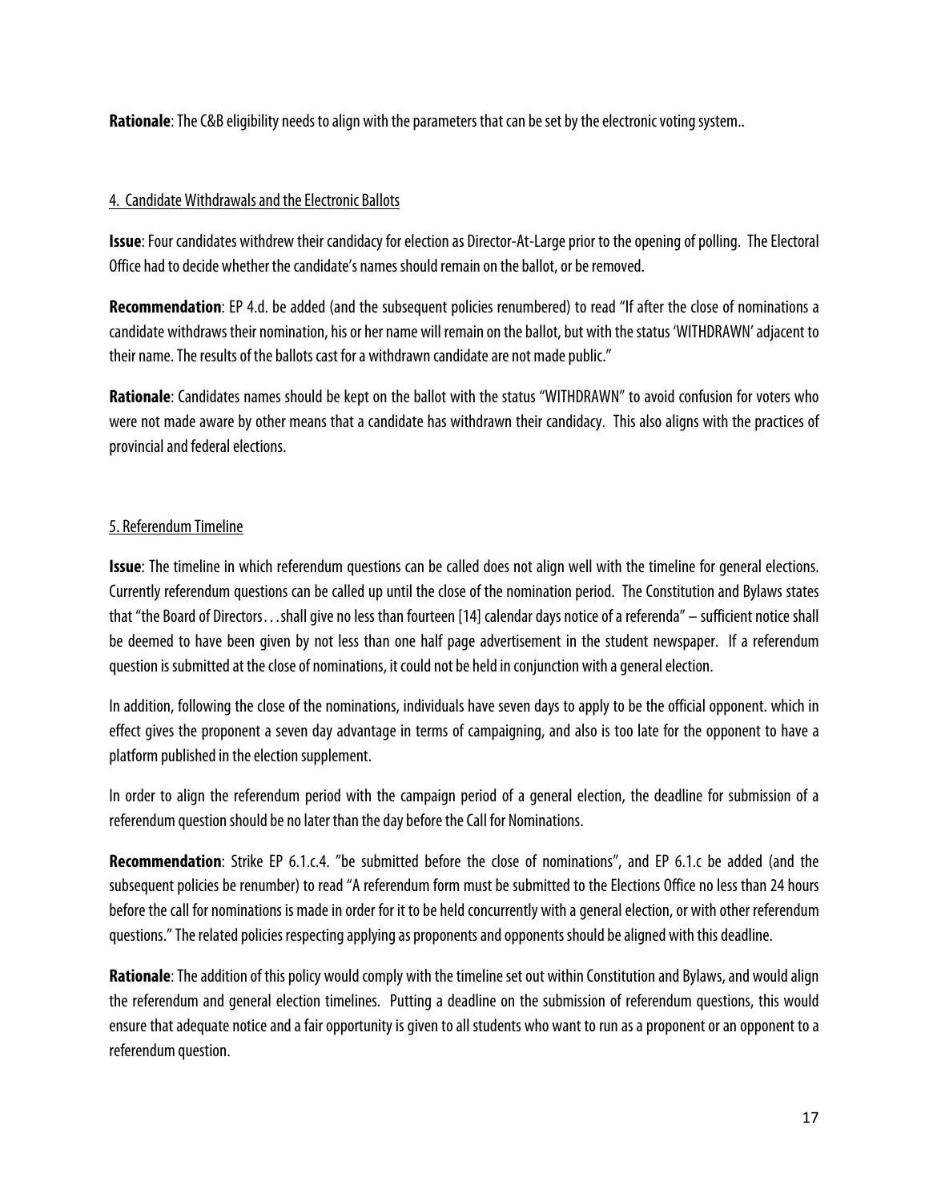**Rationale**: The C&B eligibility needs to align with the parameters that can be set by the electronic voting system..

4. Candidate Withdrawals and the Electronic Ballots

**Issue**: Four candidates withdrew their candidacy for election as Director-At-Large prior to the opening of polling. The Electoral Office had to decide whether the candidate's names should remain on the ballot, or be removed.

**Recommendation**: EP 4.d. be added (and the subsequent policies renumbered) to read "If after the close of nominations a candidate withdraws their nomination, his or her name will remain on the ballot, but with the status 'WITHDRAWN' adjacent to their name. The results of the ballots cast for a withdrawn candidate are not made public."

**Rationale**: Candidates names should be kept on the ballot with the status "WITHDRAWN" to avoid confusion for voters who were not made aware by other means that a candidate has withdrawn their candidacy. This also aligns with the practices of provincial and federal elections.

5. Referendum Timeline

**Issue**: The timeline in which referendum questions can be called does not align well with the timeline for general elections. Currently referendum questions can be called up until the close of the nomination period. The Constitution and Bylaws states that "the Board of Directors…shall give no less than fourteen [14] calendar days notice of a referenda" – sufficient notice shall be deemed to have been given by not less than one half page advertisement in the student newspaper. If a referendum question is submitted at the close of nominations, it could not be held in conjunction with a general election.

In addition, following the close of the nominations, individuals have seven days to apply to be the official opponent. which in effect gives the proponent a seven day advantage in terms of campaigning, and also is too late for the opponent to have a platform published in the election supplement.

In order to align the referendum period with the campaign period of a general election, the deadline for submission of a referendum question should be no later than the day before the Call for Nominations.

**Recommendation**: Strike EP 6.1.c.4. "be submitted before the close of nominations", and EP 6.1.c be added (and the subsequent policies be renumber) to read "A referendum form must be submitted to the Elections Office no less than 24 hours before the call for nominations is made in order for it to be held concurrently with a general election, or with other referendum questions." The related policies respecting applying as proponents and opponents should be aligned with this deadline.

**Rationale**: The addition of this policy would comply with the timeline set out within Constitution and Bylaws, and would align the referendum and general election timelines. Putting a deadline on the submission of referendum questions, this would ensure that adequate notice and a fair opportunity is given to all students who want to run as a proponent or an opponent to a referendum question.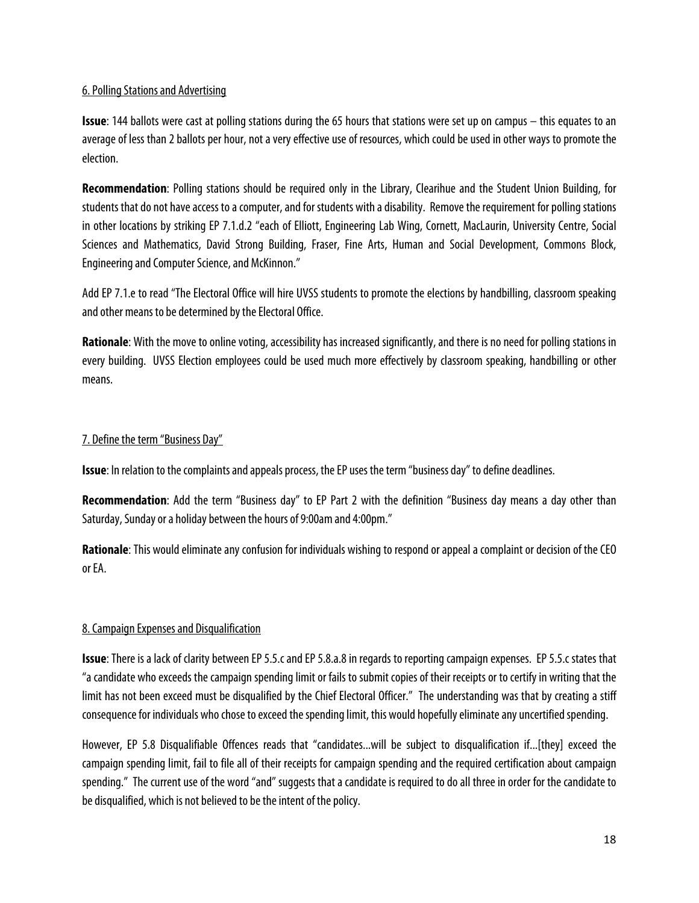6. Polling Stations and Advertising

**Issue**: 144 ballots were cast at polling stations during the 65 hours that stations were set up on campus – this equates to an average of less than 2 ballots per hour, not a very effective use of resources, which could be used in other ways to promote the election.

**Recommendation**: Polling stations should be required only in the Library, Clearihue and the Student Union Building, for students that do not have access to a computer, and for students with a disability. Remove the requirement for polling stations in other locations by striking EP 7.1.d.2 "each of Elliott, Engineering Lab Wing, Cornett, MacLaurin, University Centre, Social Sciences and Mathematics, David Strong Building, Fraser, Fine Arts, Human and Social Development, Commons Block, Engineering and Computer Science, and McKinnon."

Add EP 7.1.e to read "The Electoral Office will hire UVSS students to promote the elections by handbilling, classroom speaking and other means to be determined by the Electoral Office.

**Rationale**: With the move to online voting, accessibility has increased significantly, and there is no need for polling stations in every building. UVSS Election employees could be used much more effectively by classroom speaking, handbilling or other means.

7. Define the term "Business Day"

**Issue**: In relation to the complaints and appeals process, the EP uses the term "business day" to define deadlines.

**Recommendation**: Add the term "Business day" to EP Part 2 with the definition "Business day means a day other than Saturday, Sunday or a holiday between the hours of 9:00am and 4:00pm."

**Rationale**: This would eliminate any confusion for individuals wishing to respond or appeal a complaint or decision of the CEO or EA.

8. Campaign Expenses and Disqualification

**Issue**: There is a lack of clarity between EP 5.5.c and EP 5.8.a.8 in regards to reporting campaign expenses. EP 5.5.c states that "a candidate who exceeds the campaign spending limit or fails to submit copies of their receipts or to certify in writing that the limit has not been exceed must be disqualified by the Chief Electoral Officer." The understanding was that by creating a stiff consequence for individuals who chose to exceed the spending limit, this would hopefully eliminate any uncertified spending.

However, EP 5.8 Disqualifiable Offences reads that "candidates…will be subject to disqualification if…[they] exceed the campaign spending limit, fail to file all of their receipts for campaign spending and the required certification about campaign spending." The current use of the word "and" suggests that a candidate is required to do all three in order for the candidate to be disqualified, which is not believed to be the intent of the policy.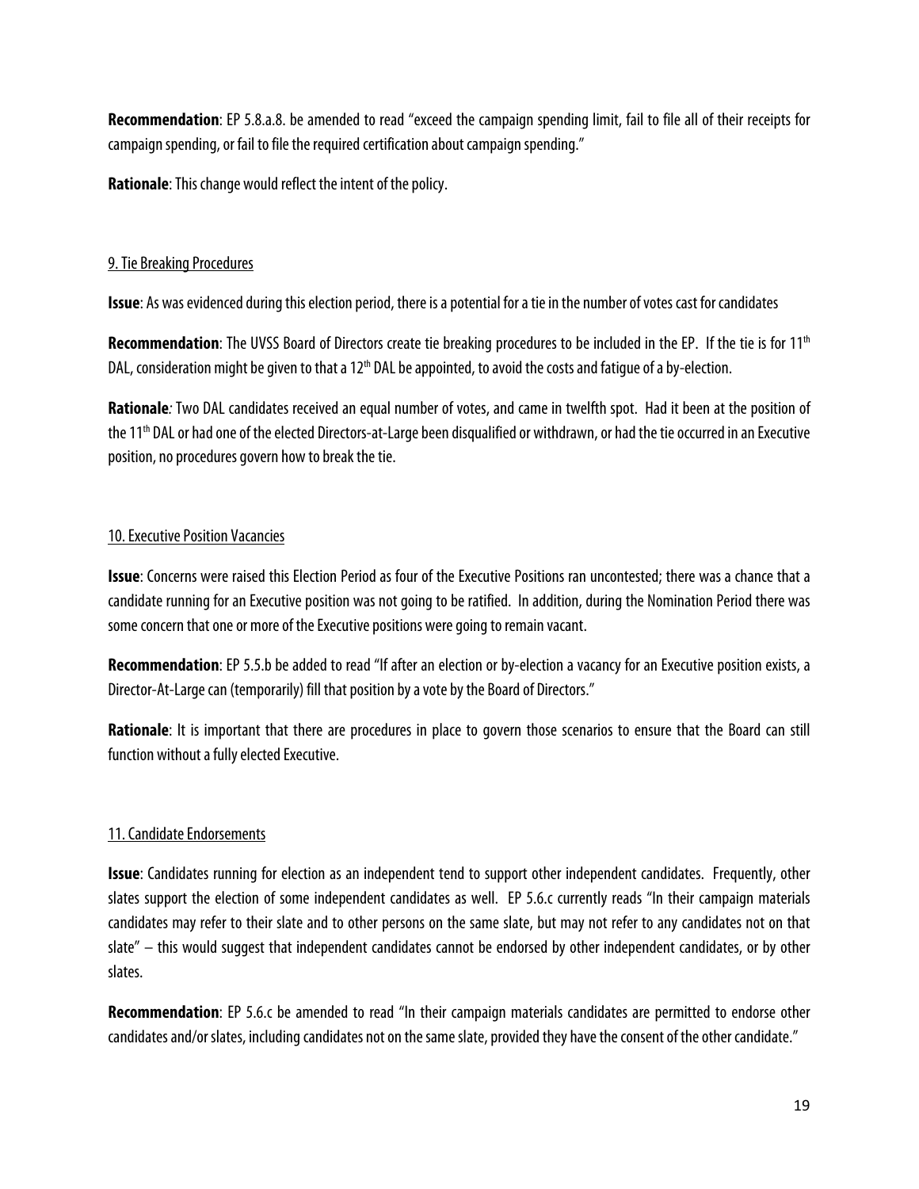**Recommendation**: EP 5.8.a.8. be amended to read "exceed the campaign spending limit, fail to file all of their receipts for campaign spending, or fail to file the required certification about campaign spending."

**Rationale**: This change would reflect the intent of the policy.

<u>9. Tie Breaking Procedures</u>

**Issue**: As was evidenced during this election period, there is a potential for a tie in the number of votes cast for candidates

**Recommendation**: The UVSS Board of Directors create tie breaking procedures to be included in the EP. If the tie is for 11th DAL, consideration might be given to that a 12th DAL be appointed, to avoid the costs and fatigue of a by-election.

**Rationale***:* Two DAL candidates received an equal number of votes, and came in twelfth spot. Had it been at the position of the 11th DAL or had one of the elected Directors-at-Large been disqualified or withdrawn, or had the tie occurred in an Executive position, no procedures govern how to break the tie.

<u>10. Executive Position Vacancies</u>

**Issue**: Concerns were raised this Election Period as four of the Executive Positions ran uncontested; there was a chance that a candidate running for an Executive position was not going to be ratified. In addition, during the Nomination Period there was some concern that one or more of the Executive positions were going to remain vacant.

**Recommendation**: EP 5.5.b be added to read "If after an election or by-election a vacancy for an Executive position exists, a Director-At-Large can (temporarily) fill that position by a vote by the Board of Directors."

**Rationale**: It is important that there are procedures in place to govern those scenarios to ensure that the Board can still function without a fully elected Executive.

<u>11. Candidate Endorsements</u>

**Issue**: Candidates running for election as an independent tend to support other independent candidates. Frequently, other slates support the election of some independent candidates as well. EP 5.6.c currently reads "In their campaign materials candidates may refer to their slate and to other persons on the same slate, but may not refer to any candidates not on that slate" – this would suggest that independent candidates cannot be endorsed by other independent candidates, or by other slates.

**Recommendation**: EP 5.6.c be amended to read "In their campaign materials candidates are permitted to endorse other candidates and/or slates, including candidates not on the same slate, provided they have the consent of the other candidate."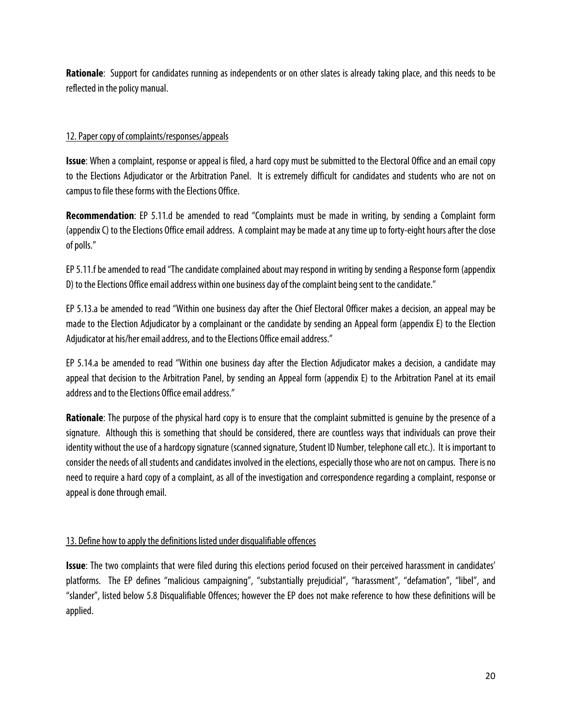**Rationale**: Support for candidates running as independents or on other slates is already taking place, and this needs to be reflected in the policy manual.

12. Paper copy of complaints/responses/appeals

**Issue**: When a complaint, response or appeal is filed, a hard copy must be submitted to the Electoral Office and an email copy to the Elections Adjudicator or the Arbitration Panel. It is extremely difficult for candidates and students who are not on campus to file these forms with the Elections Office.

**Recommendation**: EP 5.11.d be amended to read "Complaints must be made in writing, by sending a Complaint form (appendix C) to the Elections Office email address. A complaint may be made at any time up to forty-eight hours after the close of polls."

EP 5.11.f be amended to read "The candidate complained about may respond in writing by sending a Response form (appendix D) to the Elections Office email address within one business day of the complaint being sent to the candidate."

EP 5.13.a be amended to read "Within one business day after the Chief Electoral Officer makes a decision, an appeal may be made to the Election Adjudicator by a complainant or the candidate by sending an Appeal form (appendix E) to the Election Adjudicator at his/her email address, and to the Elections Office email address."

EP 5.14.a be amended to read "Within one business day after the Election Adjudicator makes a decision, a candidate may appeal that decision to the Arbitration Panel, by sending an Appeal form (appendix E) to the Arbitration Panel at its email address and to the Elections Office email address."

**Rationale**: The purpose of the physical hard copy is to ensure that the complaint submitted is genuine by the presence of a signature. Although this is something that should be considered, there are countless ways that individuals can prove their identity without the use of a hardcopy signature (scanned signature, Student ID Number, telephone call etc.). It is important to consider the needs of all students and candidates involved in the elections, especially those who are not on campus. There is no need to require a hard copy of a complaint, as all of the investigation and correspondence regarding a complaint, response or appeal is done through email.

13. Define how to apply the definitions listed under disqualifiable offences

**Issue**: The two complaints that were filed during this elections period focused on their perceived harassment in candidates' platforms. The EP defines "malicious campaigning", "substantially prejudicial", "harassment", "defamation", "libel", and "slander", listed below 5.8 Disqualifiable Offences; however the EP does not make reference to how these definitions will be applied.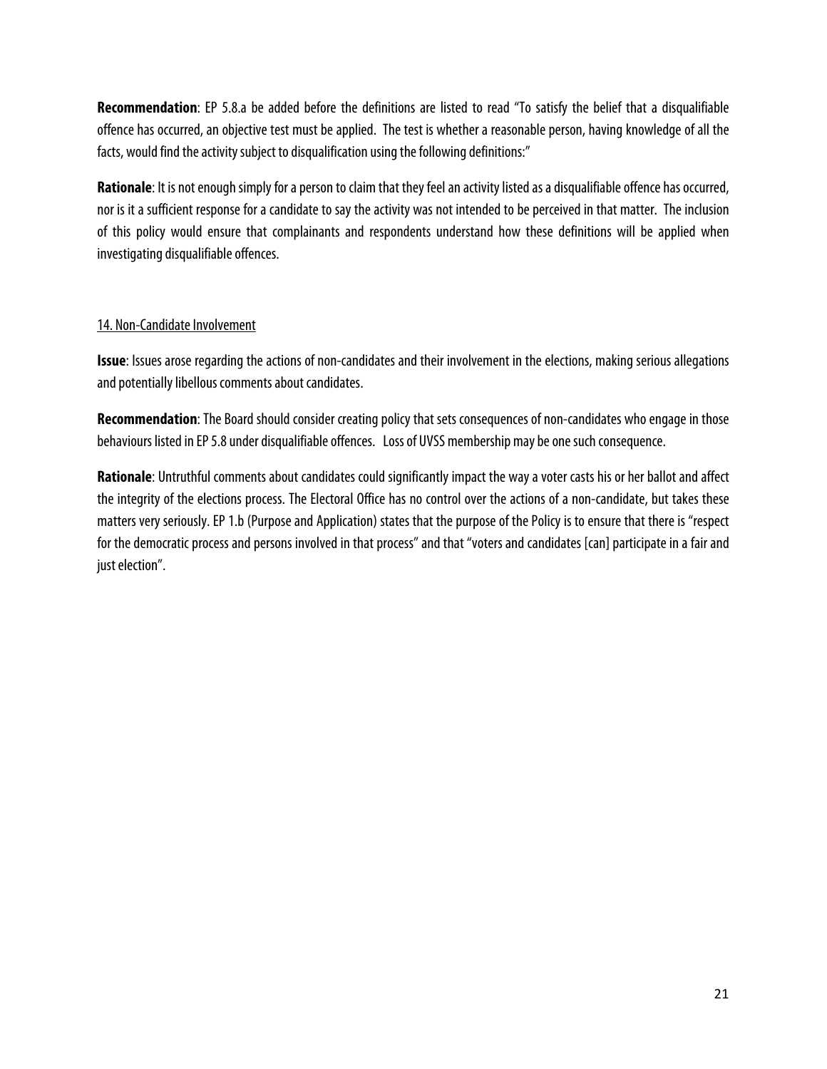**Recommendation**: EP 5.8.a be added before the definitions are listed to read "To satisfy the belief that a disqualifiable offence has occurred, an objective test must be applied. The test is whether a reasonable person, having knowledge of all the facts, would find the activity subject to disqualification using the following definitions:"

**Rationale**: It is not enough simply for a person to claim that they feel an activity listed as a disqualifiable offence has occurred, nor is it a sufficient response for a candidate to say the activity was not intended to be perceived in that matter. The inclusion of this policy would ensure that complainants and respondents understand how these definitions will be applied when investigating disqualifiable offences.

## 14. Non-Candidate Involvement

**Issue**: Issues arose regarding the actions of non-candidates and their involvement in the elections, making serious allegations and potentially libellous comments about candidates.

**Recommendation**: The Board should consider creating policy that sets consequences of non-candidates who engage in those behaviours listed in EP 5.8 under disqualifiable offences. Loss of UVSS membership may be one such consequence.

**Rationale**: Untruthful comments about candidates could significantly impact the way a voter casts his or her ballot and affect the integrity of the elections process. The Electoral Office has no control over the actions of a non-candidate, but takes these matters very seriously. EP 1.b (Purpose and Application) states that the purpose of the Policy is to ensure that there is "respect for the democratic process and persons involved in that process" and that "voters and candidates [can] participate in a fair and just election".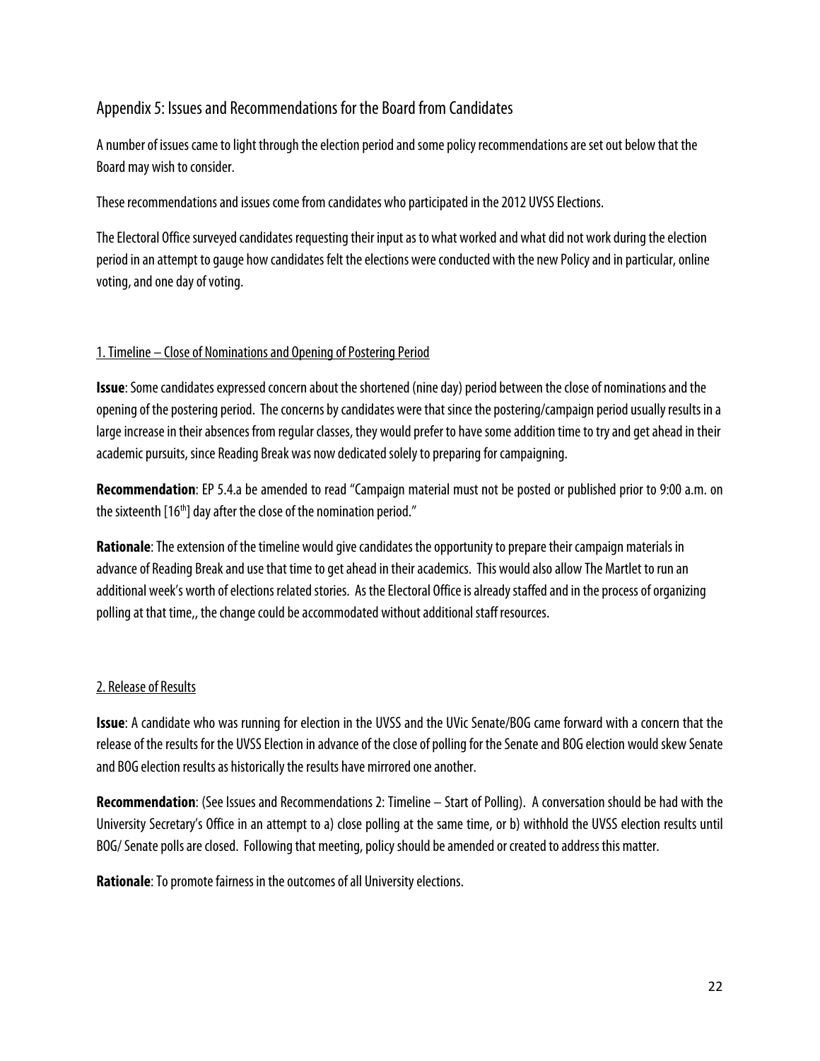## Appendix 5: Issues and Recommendations for the Board from Candidates

A number of issues came to light through the election period and some policy recommendations are set out below that the Board may wish to consider.

These recommendations and issues come from candidates who participated in the 2012 UVSS Elections.

The Electoral Office surveyed candidates requesting their input as to what worked and what did not work during the election period in an attempt to gauge how candidates felt the elections were conducted with the new Policy and in particular, online voting, and one day of voting.

### 1. Timeline – Close of Nominations and Opening of Postering Period

**Issue**: Some candidates expressed concern about the shortened (nine day) period between the close of nominations and the opening of the postering period. The concerns by candidates were that since the postering/campaign period usually results in a large increase in their absences from regular classes, they would prefer to have some addition time to try and get ahead in their academic pursuits, since Reading Break was now dedicated solely to preparing for campaigning.

**Recommendation**: EP 5.4.a be amended to read "Campaign material must not be posted or published prior to 9:00 a.m. on the sixteenth [16th] day after the close of the nomination period."

**Rationale**: The extension of the timeline would give candidates the opportunity to prepare their campaign materials in advance of Reading Break and use that time to get ahead in their academics. This would also allow The Martlet to run an additional week's worth of elections related stories. As the Electoral Office is already staffed and in the process of organizing polling at that time,, the change could be accommodated without additional staff resources.

### 2. Release of Results

**Issue**: A candidate who was running for election in the UVSS and the UVic Senate/BOG came forward with a concern that the release of the results for the UVSS Election in advance of the close of polling for the Senate and BOG election would skew Senate and BOG election results as historically the results have mirrored one another.

**Recommendation**: (See Issues and Recommendations 2: Timeline – Start of Polling). A conversation should be had with the University Secretary's Office in an attempt to a) close polling at the same time, or b) withhold the UVSS election results until BOG/ Senate polls are closed. Following that meeting, policy should be amended or created to address this matter.

**Rationale**: To promote fairness in the outcomes of all University elections.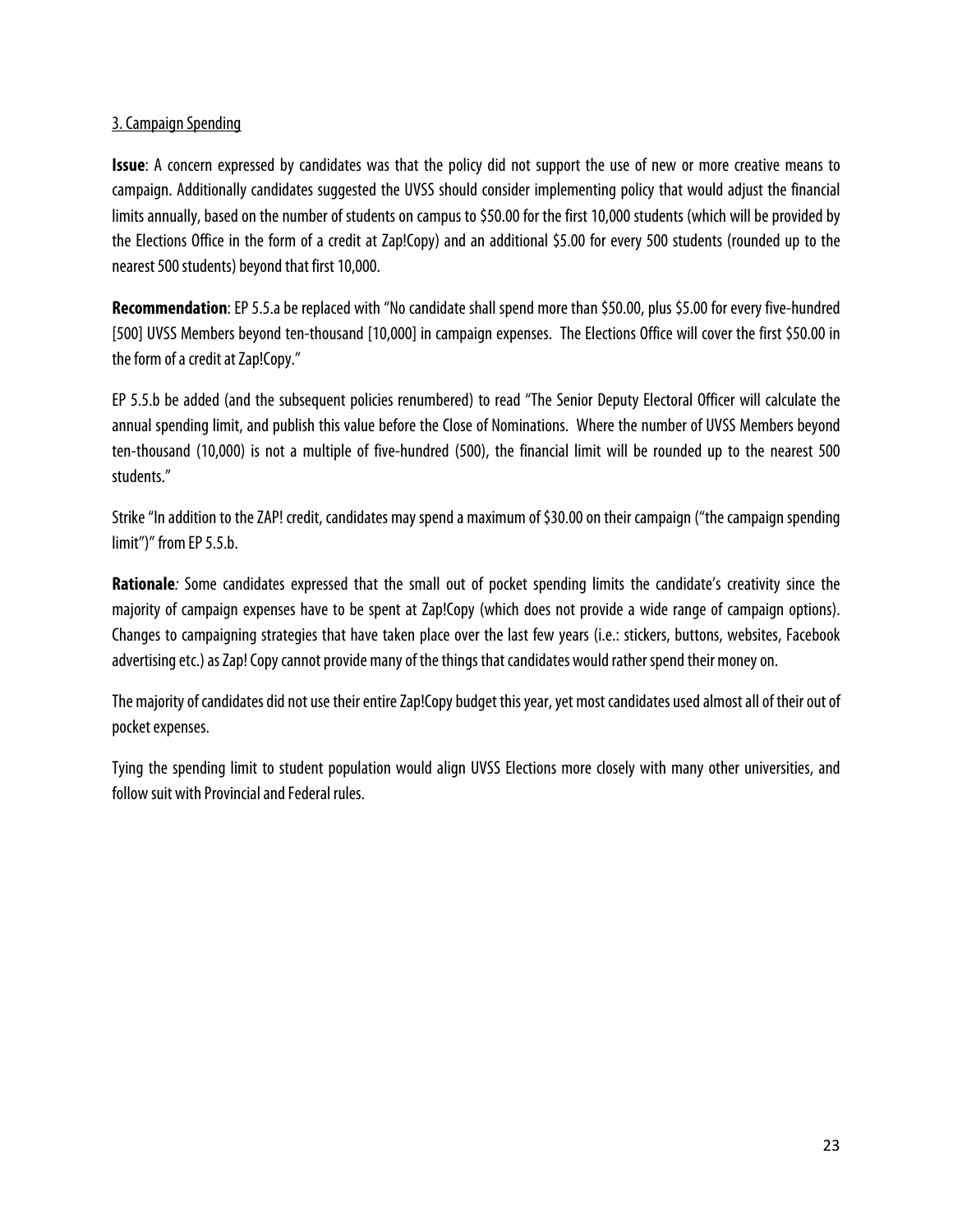3. Campaign Spending

**Issue**: A concern expressed by candidates was that the policy did not support the use of new or more creative means to campaign. Additionally candidates suggested the UVSS should consider implementing policy that would adjust the financial limits annually, based on the number of students on campus to $50.00 for the first 10,000 students (which will be provided by the Elections Office in the form of a credit at Zap!Copy) and an additional $5.00 for every 500 students (rounded up to the nearest 500 students) beyond that first 10,000.

**Recommendation**: EP 5.5.a be replaced with "No candidate shall spend more than $50.00, plus $5.00 for every five-hundred [500] UVSS Members beyond ten-thousand [10,000] in campaign expenses. The Elections Office will cover the first $50.00 in the form of a credit at Zap!Copy."

EP 5.5.b be added (and the subsequent policies renumbered) to read "The Senior Deputy Electoral Officer will calculate the annual spending limit, and publish this value before the Close of Nominations. Where the number of UVSS Members beyond ten-thousand (10,000) is not a multiple of five-hundred (500), the financial limit will be rounded up to the nearest 500 students."

Strike "In addition to the ZAP! credit, candidates may spend a maximum of $30.00 on their campaign ("the campaign spending limit")" from EP 5.5.b.

**Rationale***:* Some candidates expressed that the small out of pocket spending limits the candidate's creativity since the majority of campaign expenses have to be spent at Zap!Copy (which does not provide a wide range of campaign options). Changes to campaigning strategies that have taken place over the last few years (i.e.: stickers, buttons, websites, Facebook advertising etc.) as Zap! Copy cannot provide many of the things that candidates would rather spend their money on.

The majority of candidates did not use their entire Zap!Copy budget this year, yet most candidates used almost all of their out of pocket expenses.

Tying the spending limit to student population would align UVSS Elections more closely with many other universities, and follow suit with Provincial and Federal rules.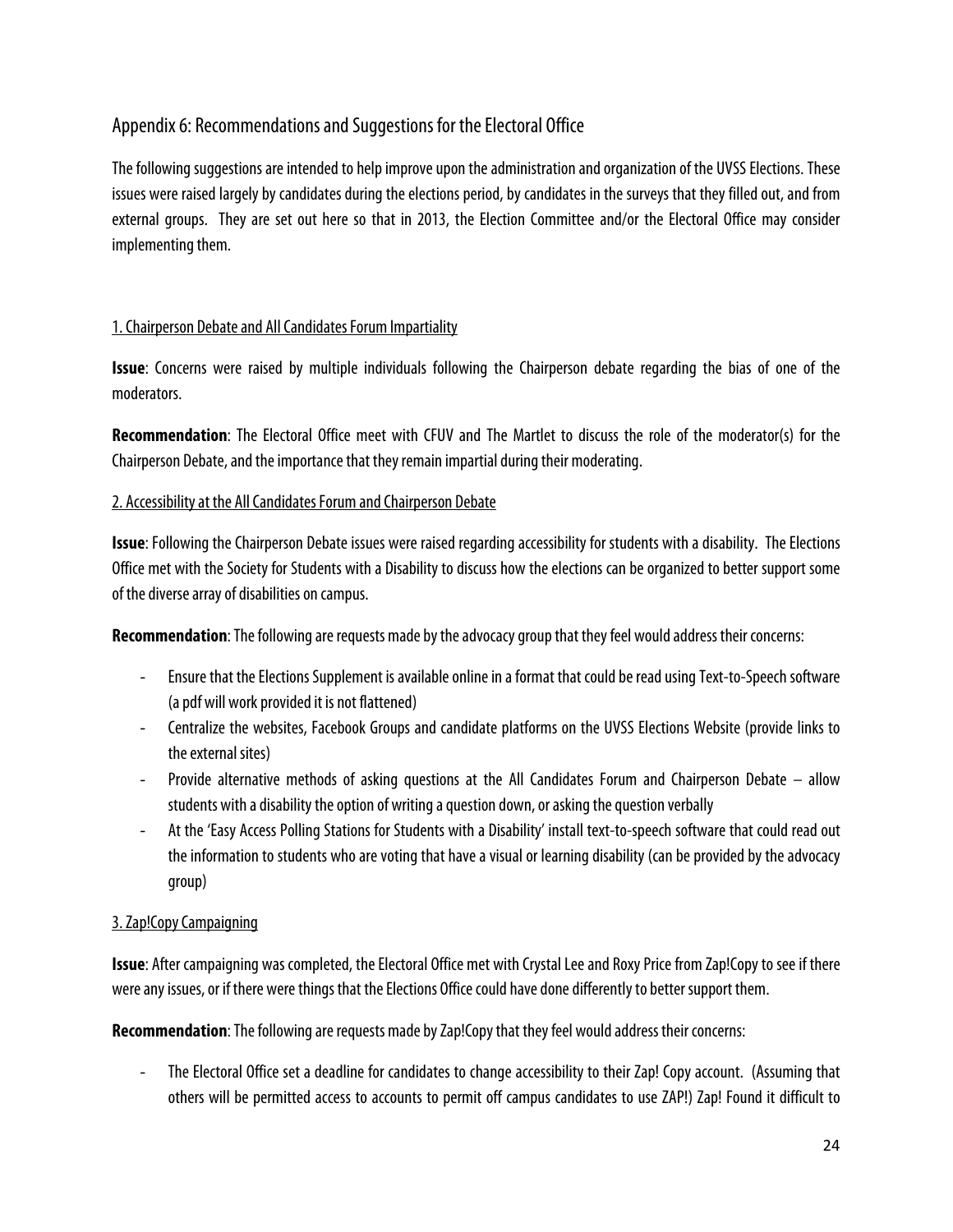## Appendix 6: Recommendations and Suggestions for the Electoral Office

The following suggestions are intended to help improve upon the administration and organization of the UVSS Elections. These issues were raised largely by candidates during the elections period, by candidates in the surveys that they filled out, and from external groups. They are set out here so that in 2013, the Election Committee and/or the Electoral Office may consider implementing them.

### 1. Chairperson Debate and All Candidates Forum Impartiality

**Issue**: Concerns were raised by multiple individuals following the Chairperson debate regarding the bias of one of the moderators.

**Recommendation**: The Electoral Office meet with CFUV and The Martlet to discuss the role of the moderator(s) for the Chairperson Debate, and the importance that they remain impartial during their moderating.

### 2. Accessibility at the All Candidates Forum and Chairperson Debate

**Issue**: Following the Chairperson Debate issues were raised regarding accessibility for students with a disability. The Elections Office met with the Society for Students with a Disability to discuss how the elections can be organized to better support some of the diverse array of disabilities on campus.

**Recommendation**: The following are requests made by the advocacy group that they feel would address their concerns:

- Ensure that the Elections Supplement is available online in a format that could be read using Text-to-Speech software (a pdf will work provided it is not flattened)
- Centralize the websites, Facebook Groups and candidate platforms on the UVSS Elections Website (provide links to the external sites)
- Provide alternative methods of asking questions at the All Candidates Forum and Chairperson Debate – allow students with a disability the option of writing a question down, or asking the question verbally
- At the 'Easy Access Polling Stations for Students with a Disability' install text-to-speech software that could read out the information to students who are voting that have a visual or learning disability (can be provided by the advocacy group)

### 3. Zap!Copy Campaigning

**Issue**: After campaigning was completed, the Electoral Office met with Crystal Lee and Roxy Price from Zap!Copy to see if there were any issues, or if there were things that the Elections Office could have done differently to better support them.

**Recommendation**: The following are requests made by Zap!Copy that they feel would address their concerns:

- The Electoral Office set a deadline for candidates to change accessibility to their Zap! Copy account. (Assuming that others will be permitted access to accounts to permit off campus candidates to use ZAP!) Zap! Found it difficult to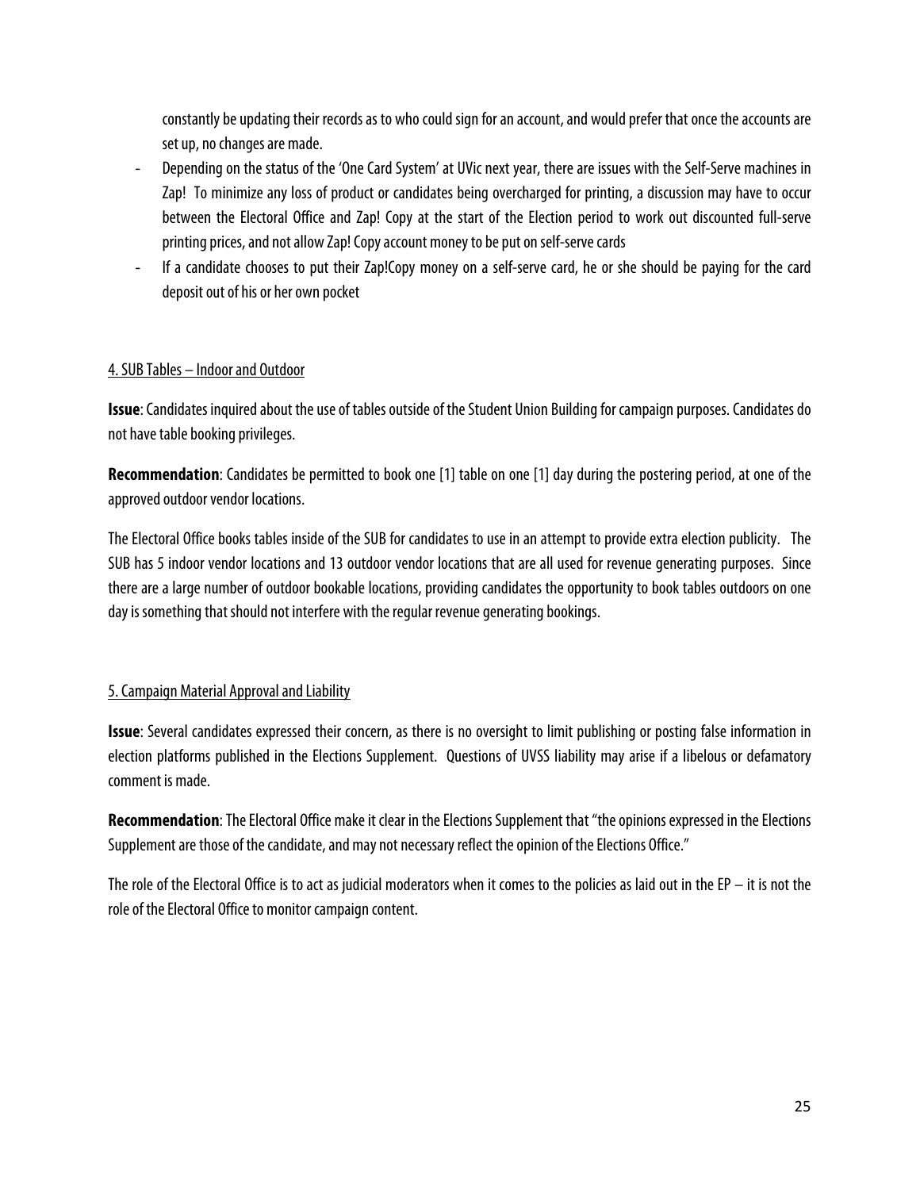constantly be updating their records as to who could sign for an account, and would prefer that once the accounts are set up, no changes are made.

- Depending on the status of the 'One Card System' at UVic next year, there are issues with the Self-Serve machines in Zap! To minimize any loss of product or candidates being overcharged for printing, a discussion may have to occur between the Electoral Office and Zap! Copy at the start of the Election period to work out discounted full-serve printing prices, and not allow Zap! Copy account money to be put on self-serve cards
- If a candidate chooses to put their Zap!Copy money on a self-serve card, he or she should be paying for the card deposit out of his or her own pocket

4. SUB Tables – Indoor and Outdoor

**Issue**: Candidates inquired about the use of tables outside of the Student Union Building for campaign purposes. Candidates do not have table booking privileges.

**Recommendation**: Candidates be permitted to book one [1] table on one [1] day during the postering period, at one of the approved outdoor vendor locations.

The Electoral Office books tables inside of the SUB for candidates to use in an attempt to provide extra election publicity. The SUB has 5 indoor vendor locations and 13 outdoor vendor locations that are all used for revenue generating purposes. Since there are a large number of outdoor bookable locations, providing candidates the opportunity to book tables outdoors on one day is something that should not interfere with the regular revenue generating bookings.

5. Campaign Material Approval and Liability

**Issue**: Several candidates expressed their concern, as there is no oversight to limit publishing or posting false information in election platforms published in the Elections Supplement. Questions of UVSS liability may arise if a libelous or defamatory comment is made.

**Recommendation**: The Electoral Office make it clear in the Elections Supplement that "the opinions expressed in the Elections Supplement are those of the candidate, and may not necessary reflect the opinion of the Elections Office."

The role of the Electoral Office is to act as judicial moderators when it comes to the policies as laid out in the EP – it is not the role of the Electoral Office to monitor campaign content.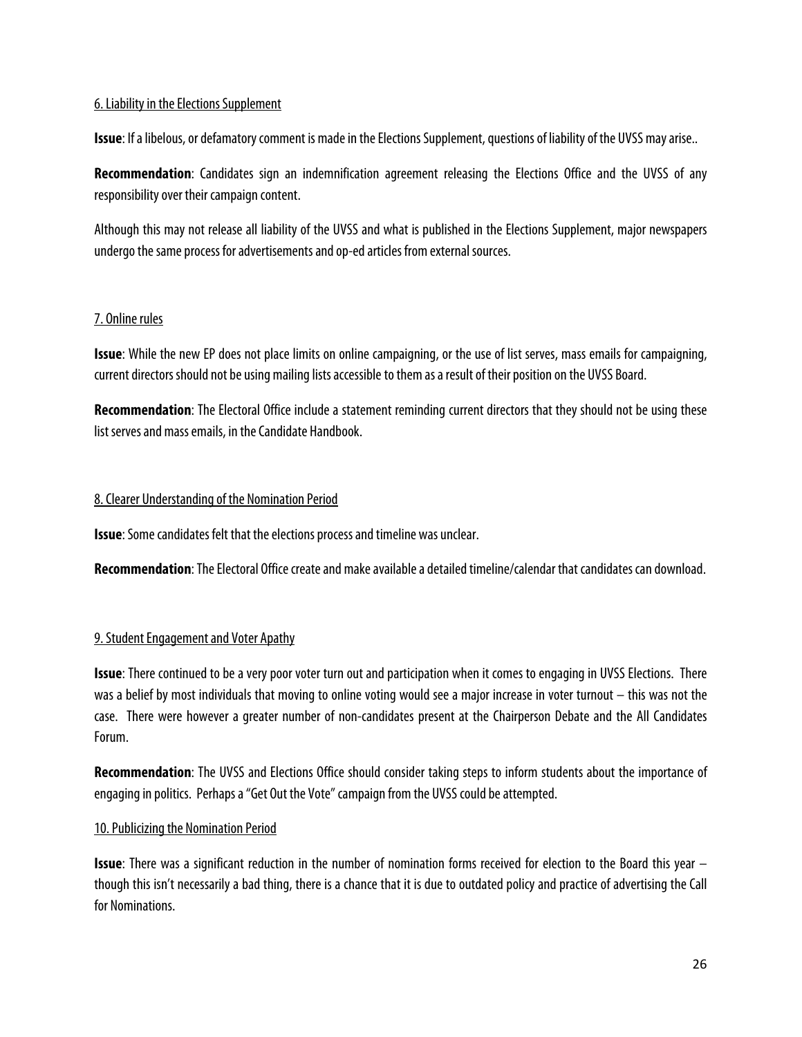6. Liability in the Elections Supplement

**Issue**: If a libelous, or defamatory comment is made in the Elections Supplement, questions of liability of the UVSS may arise..

**Recommendation**: Candidates sign an indemnification agreement releasing the Elections Office and the UVSS of any responsibility over their campaign content.

Although this may not release all liability of the UVSS and what is published in the Elections Supplement, major newspapers undergo the same process for advertisements and op-ed articles from external sources.

7. Online rules

**Issue**: While the new EP does not place limits on online campaigning, or the use of list serves, mass emails for campaigning, current directors should not be using mailing lists accessible to them as a result of their position on the UVSS Board.

**Recommendation**: The Electoral Office include a statement reminding current directors that they should not be using these list serves and mass emails, in the Candidate Handbook.

8. Clearer Understanding of the Nomination Period

**Issue**: Some candidates felt that the elections process and timeline was unclear.

**Recommendation**: The Electoral Office create and make available a detailed timeline/calendar that candidates can download.

9. Student Engagement and Voter Apathy

**Issue**: There continued to be a very poor voter turn out and participation when it comes to engaging in UVSS Elections. There was a belief by most individuals that moving to online voting would see a major increase in voter turnout – this was not the case. There were however a greater number of non-candidates present at the Chairperson Debate and the All Candidates Forum.

**Recommendation**: The UVSS and Elections Office should consider taking steps to inform students about the importance of engaging in politics. Perhaps a "Get Out the Vote" campaign from the UVSS could be attempted.

10. Publicizing the Nomination Period

**Issue**: There was a significant reduction in the number of nomination forms received for election to the Board this year – though this isn't necessarily a bad thing, there is a chance that it is due to outdated policy and practice of advertising the Call for Nominations.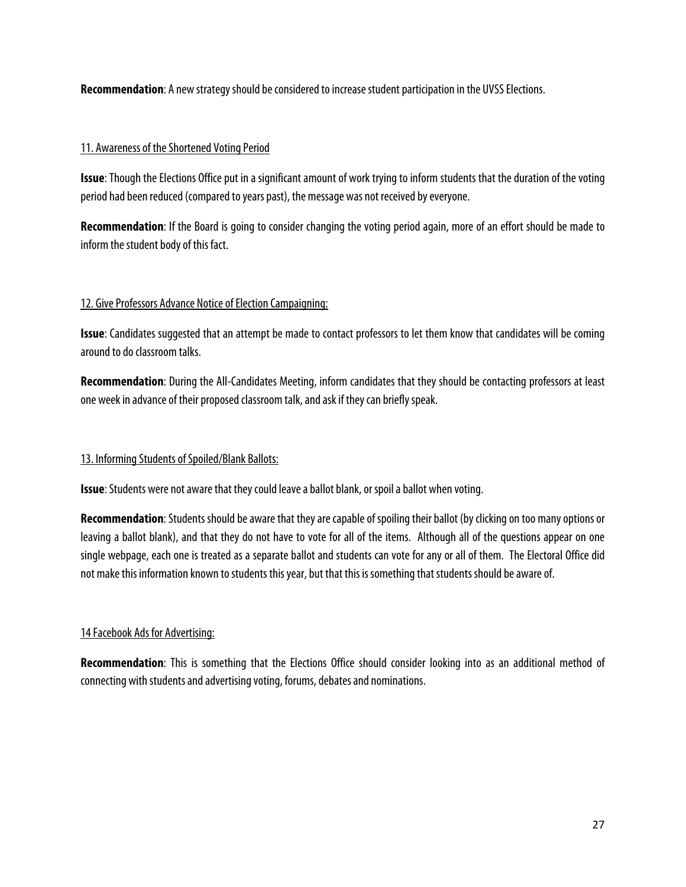**Recommendation**: A new strategy should be considered to increase student participation in the UVSS Elections.

11. Awareness of the Shortened Voting Period

**Issue**: Though the Elections Office put in a significant amount of work trying to inform students that the duration of the voting period had been reduced (compared to years past), the message was not received by everyone.

**Recommendation**: If the Board is going to consider changing the voting period again, more of an effort should be made to inform the student body of this fact.

12. Give Professors Advance Notice of Election Campaigning:

**Issue**: Candidates suggested that an attempt be made to contact professors to let them know that candidates will be coming around to do classroom talks.

**Recommendation**: During the All-Candidates Meeting, inform candidates that they should be contacting professors at least one week in advance of their proposed classroom talk, and ask if they can briefly speak.

13. Informing Students of Spoiled/Blank Ballots:

**Issue**: Students were not aware that they could leave a ballot blank, or spoil a ballot when voting.

**Recommendation**: Students should be aware that they are capable of spoiling their ballot (by clicking on too many options or leaving a ballot blank), and that they do not have to vote for all of the items. Although all of the questions appear on one single webpage, each one is treated as a separate ballot and students can vote for any or all of them. The Electoral Office did not make this information known to students this year, but that this is something that students should be aware of.

14 Facebook Ads for Advertising:

**Recommendation**: This is something that the Elections Office should consider looking into as an additional method of connecting with students and advertising voting, forums, debates and nominations.